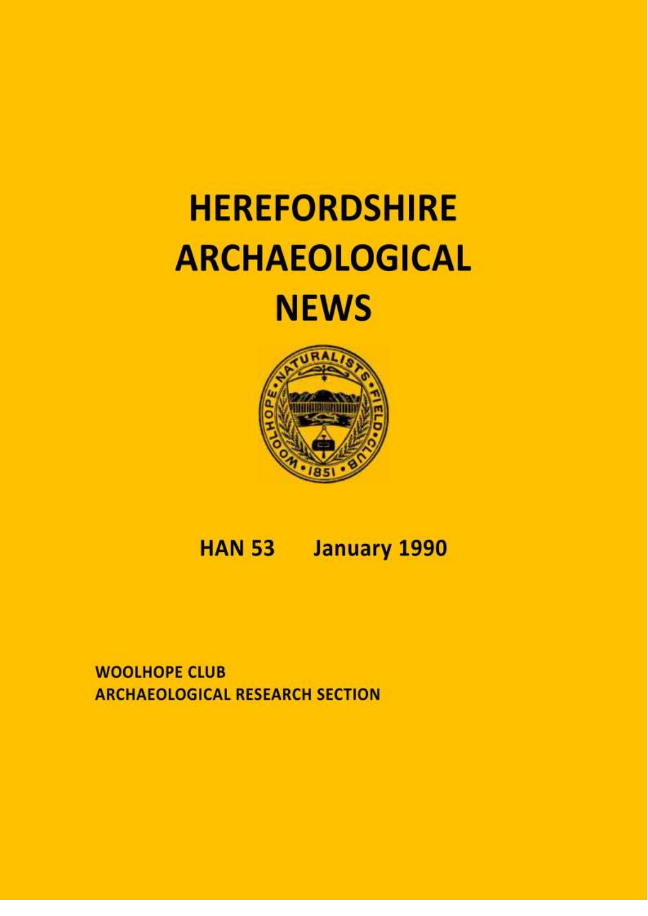# HEREFORDSHIRE ARCHAEOLOGICAL NEWS

**HAN 53 January 1990**

**WOOLHOPE CLUB**
**ARCHAEOLOGICAL RESEARCH SECTION**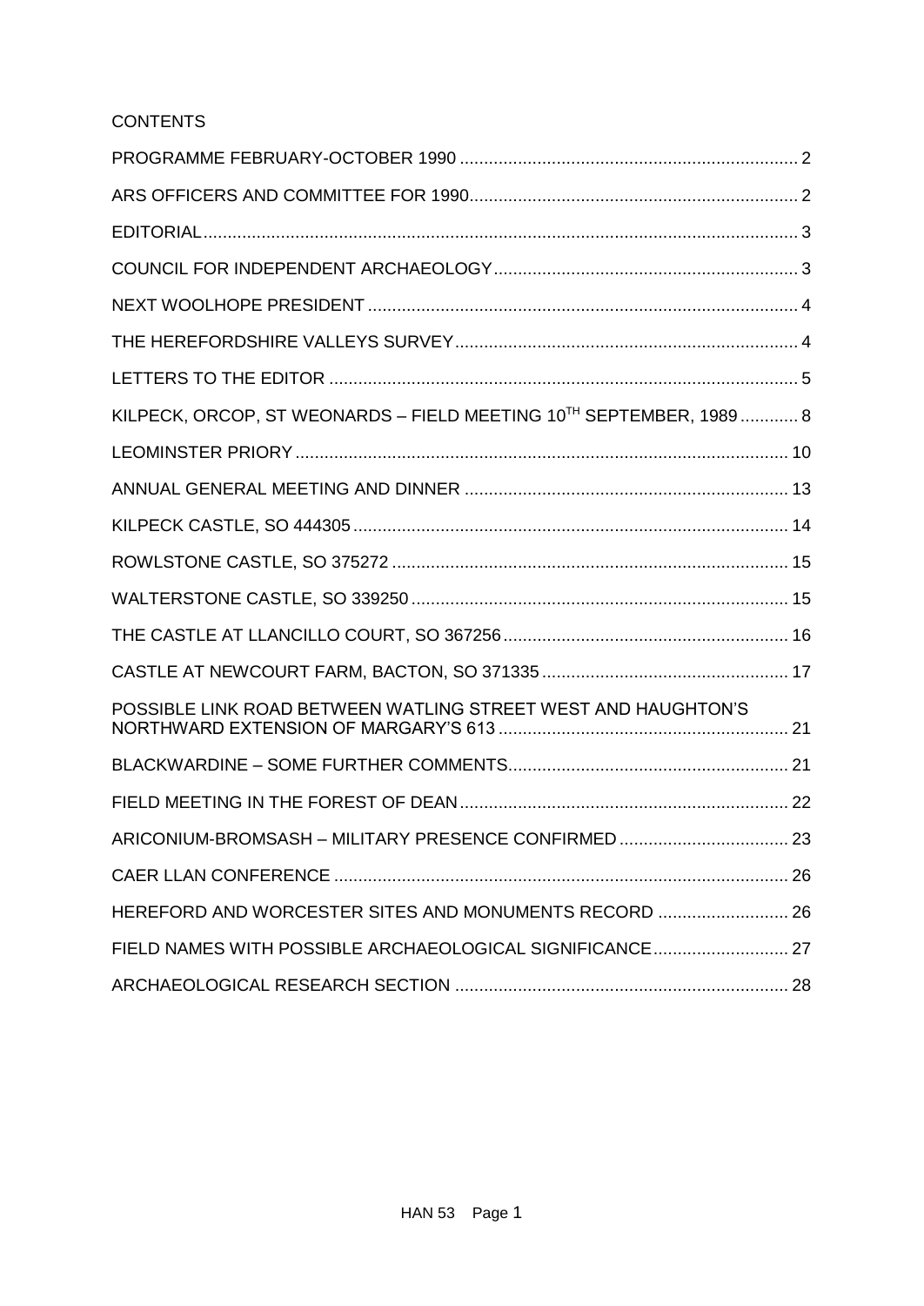CONTENTS

PROGRAMME FEBRUARY-OCTOBER 1990 .......... 2
ARS OFFICERS AND COMMITTEE FOR 1990 .......... 2
EDITORIAL .......... 3
COUNCIL FOR INDEPENDENT ARCHAEOLOGY .......... 3
NEXT WOOLHOPE PRESIDENT .......... 4
THE HEREFORDSHIRE VALLEYS SURVEY .......... 4
LETTERS TO THE EDITOR .......... 5
KILPECK, ORCOP, ST WEONARDS – FIELD MEETING 10TH SEPTEMBER, 1989 .......... 8
LEOMINSTER PRIORY .......... 10
ANNUAL GENERAL MEETING AND DINNER .......... 13
KILPECK CASTLE, SO 444305 .......... 14
ROWLSTONE CASTLE, SO 375272 .......... 15
WALTERSTONE CASTLE, SO 339250 .......... 15
THE CASTLE AT LLANCILLO COURT, SO 367256 .......... 16
CASTLE AT NEWCOURT FARM, BACTON, SO 371335 .......... 17
POSSIBLE LINK ROAD BETWEEN WATLING STREET WEST AND HAUGHTON'S NORTHWARD EXTENSION OF MARGARY'S 613 .......... 21
BLACKWARDINE – SOME FURTHER COMMENTS .......... 21
FIELD MEETING IN THE FOREST OF DEAN .......... 22
ARICONIUM-BROMSASH – MILITARY PRESENCE CONFIRMED .......... 23
CAER LLAN CONFERENCE .......... 26
HEREFORD AND WORCESTER SITES AND MONUMENTS RECORD .......... 26
FIELD NAMES WITH POSSIBLE ARCHAEOLOGICAL SIGNIFICANCE .......... 27
ARCHAEOLOGICAL RESEARCH SECTION .......... 28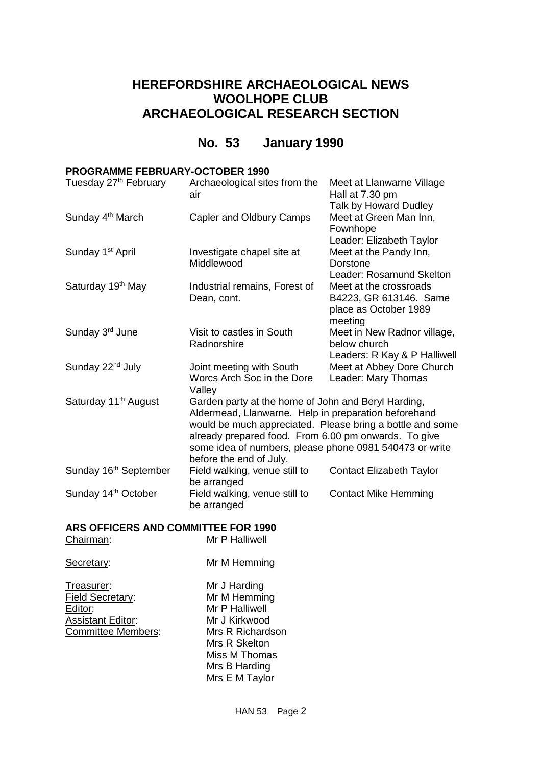# HEREFORDSHIRE ARCHAEOLOGICAL NEWS
# WOOLHOPE CLUB
# ARCHAEOLOGICAL RESEARCH SECTION

## No. 53 January 1990

### PROGRAMME FEBRUARY-OCTOBER 1990

| | | |
|---|---|---|
| Tuesday 27th February | Archaeological sites from the air | Meet at Llanwarne Village Hall at 7.30 pm<br>Talk by Howard Dudley |
| Sunday 4th March | Capler and Oldbury Camps | Meet at Green Man Inn, Fownhope<br>Leader: Elizabeth Taylor |
| Sunday 1st April | Investigate chapel site at Middlewood | Meet at the Pandy Inn, Dorstone<br>Leader: Rosamund Skelton |
| Saturday 19th May | Industrial remains, Forest of Dean, cont. | Meet at the crossroads B4223, GR 613146. Same place as October 1989 meeting |
| Sunday 3rd June | Visit to castles in South Radnorshire | Meet in New Radnor village, below church<br>Leaders: R Kay & P Halliwell |
| Sunday 22nd July | Joint meeting with South Worcs Arch Soc in the Dore Valley | Meet at Abbey Dore Church<br>Leader: Mary Thomas |
| Saturday 11th August | Garden party at the home of John and Beryl Harding, Aldermead, Llanwarne. Help in preparation beforehand would be much appreciated. Please bring a bottle and some already prepared food. From 6.00 pm onwards. To give some idea of numbers, please phone 0981 540473 or write before the end of July. | |
| Sunday 16th September | Field walking, venue still to be arranged | Contact Elizabeth Taylor |
| Sunday 14th October | Field walking, venue still to be arranged | Contact Mike Hemming |

### ARS OFFICERS AND COMMITTEE FOR 1990

| | |
|---|---|
| Chairman: | Mr P Halliwell |
| Secretary: | Mr M Hemming |
| Treasurer: | Mr J Harding |
| Field Secretary: | Mr M Hemming |
| Editor: | Mr P Halliwell |
| Assistant Editor: | Mr J Kirkwood |
| Committee Members: | Mrs R Richardson<br>Mrs R Skelton<br>Miss M Thomas<br>Mrs B Harding<br>Mrs E M Taylor |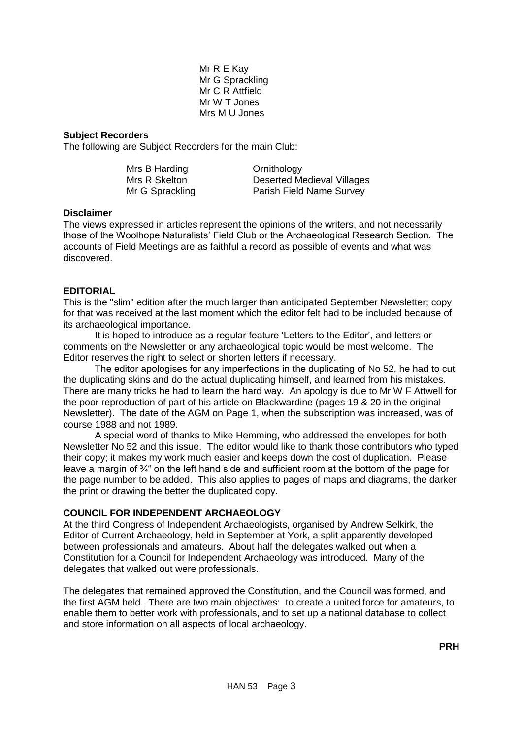Mr R E Kay  
Mr G Sprackling  
Mr C R Attfield  
Mr W T Jones  
Mrs M U Jones

**Subject Recorders**

The following are Subject Recorders for the main Club:

| | |
|---|---|
| Mrs B Harding | Ornithology |
| Mrs R Skelton | Deserted Medieval Villages |
| Mr G Sprackling | Parish Field Name Survey |

**Disclaimer**

The views expressed in articles represent the opinions of the writers, and not necessarily those of the Woolhope Naturalists' Field Club or the Archaeological Research Section. The accounts of Field Meetings are as faithful a record as possible of events and what was discovered.

## EDITORIAL

This is the "slim" edition after the much larger than anticipated September Newsletter; copy for that was received at the last moment which the editor felt had to be included because of its archaeological importance.

It is hoped to introduce as a regular feature 'Letters to the Editor', and letters or comments on the Newsletter or any archaeological topic would be most welcome. The Editor reserves the right to select or shorten letters if necessary.

The editor apologises for any imperfections in the duplicating of No 52, he had to cut the duplicating skins and do the actual duplicating himself, and learned from his mistakes. There are many tricks he had to learn the hard way. An apology is due to Mr W F Attwell for the poor reproduction of part of his article on Blackwardine (pages 19 & 20 in the original Newsletter). The date of the AGM on Page 1, when the subscription was increased, was of course 1988 and not 1989.

A special word of thanks to Mike Hemming, who addressed the envelopes for both Newsletter No 52 and this issue. The editor would like to thank those contributors who typed their copy; it makes my work much easier and keeps down the cost of duplication. Please leave a margin of ¾" on the left hand side and sufficient room at the bottom of the page for the page number to be added. This also applies to pages of maps and diagrams, the darker the print or drawing the better the duplicated copy.

## COUNCIL FOR INDEPENDENT ARCHAEOLOGY

At the third Congress of Independent Archaeologists, organised by Andrew Selkirk, the Editor of Current Archaeology, held in September at York, a split apparently developed between professionals and amateurs. About half the delegates walked out when a Constitution for a Council for Independent Archaeology was introduced. Many of the delegates that walked out were professionals.

The delegates that remained approved the Constitution, and the Council was formed, and the first AGM held. There are two main objectives: to create a united force for amateurs, to enable them to better work with professionals, and to set up a national database to collect and store information on all aspects of local archaeology.

**PRH**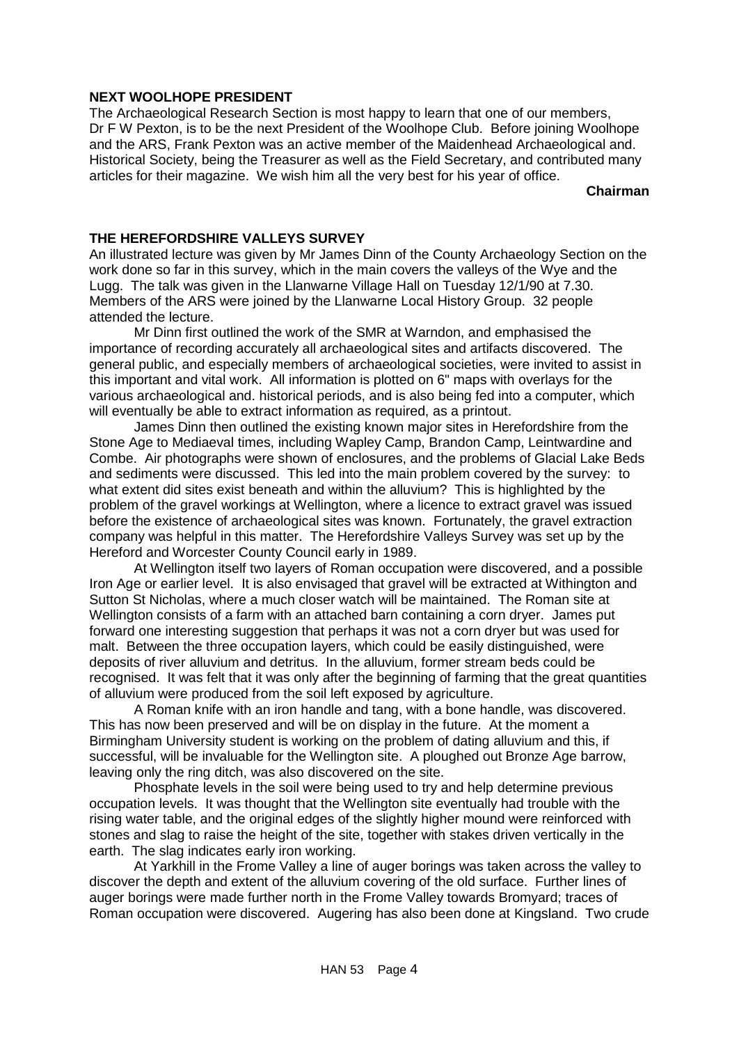## NEXT WOOLHOPE PRESIDENT

The Archaeological Research Section is most happy to learn that one of our members, Dr F W Pexton, is to be the next President of the Woolhope Club. Before joining Woolhope and the ARS, Frank Pexton was an active member of the Maidenhead Archaeological and. Historical Society, being the Treasurer as well as the Field Secretary, and contributed many articles for their magazine. We wish him all the very best for his year of office.

**Chairman**

## THE HEREFORDSHIRE VALLEYS SURVEY

An illustrated lecture was given by Mr James Dinn of the County Archaeology Section on the work done so far in this survey, which in the main covers the valleys of the Wye and the Lugg. The talk was given in the Llanwarne Village Hall on Tuesday 12/1/90 at 7.30. Members of the ARS were joined by the Llanwarne Local History Group. 32 people attended the lecture.

Mr Dinn first outlined the work of the SMR at Warndon, and emphasised the importance of recording accurately all archaeological sites and artifacts discovered. The general public, and especially members of archaeological societies, were invited to assist in this important and vital work. All information is plotted on 6" maps with overlays for the various archaeological and. historical periods, and is also being fed into a computer, which will eventually be able to extract information as required, as a printout.

James Dinn then outlined the existing known major sites in Herefordshire from the Stone Age to Mediaeval times, including Wapley Camp, Brandon Camp, Leintwardine and Combe. Air photographs were shown of enclosures, and the problems of Glacial Lake Beds and sediments were discussed. This led into the main problem covered by the survey: to what extent did sites exist beneath and within the alluvium? This is highlighted by the problem of the gravel workings at Wellington, where a licence to extract gravel was issued before the existence of archaeological sites was known. Fortunately, the gravel extraction company was helpful in this matter. The Herefordshire Valleys Survey was set up by the Hereford and Worcester County Council early in 1989.

At Wellington itself two layers of Roman occupation were discovered, and a possible Iron Age or earlier level. It is also envisaged that gravel will be extracted at Withington and Sutton St Nicholas, where a much closer watch will be maintained. The Roman site at Wellington consists of a farm with an attached barn containing a corn dryer. James put forward one interesting suggestion that perhaps it was not a corn dryer but was used for malt. Between the three occupation layers, which could be easily distinguished, were deposits of river alluvium and detritus. In the alluvium, former stream beds could be recognised. It was felt that it was only after the beginning of farming that the great quantities of alluvium were produced from the soil left exposed by agriculture.

A Roman knife with an iron handle and tang, with a bone handle, was discovered. This has now been preserved and will be on display in the future. At the moment a Birmingham University student is working on the problem of dating alluvium and this, if successful, will be invaluable for the Wellington site. A ploughed out Bronze Age barrow, leaving only the ring ditch, was also discovered on the site.

Phosphate levels in the soil were being used to try and help determine previous occupation levels. It was thought that the Wellington site eventually had trouble with the rising water table, and the original edges of the slightly higher mound were reinforced with stones and slag to raise the height of the site, together with stakes driven vertically in the earth. The slag indicates early iron working.

At Yarkhill in the Frome Valley a line of auger borings was taken across the valley to discover the depth and extent of the alluvium covering of the old surface. Further lines of auger borings were made further north in the Frome Valley towards Bromyard; traces of Roman occupation were discovered. Augering has also been done at Kingsland. Two crude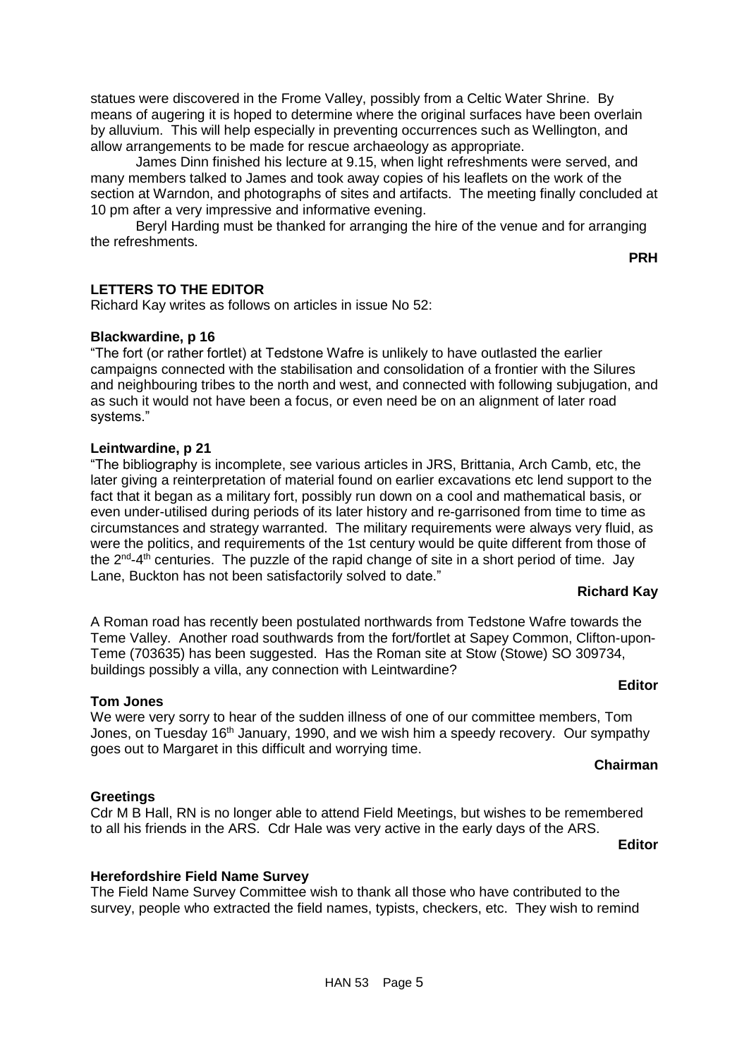statues were discovered in the Frome Valley, possibly from a Celtic Water Shrine. By means of augering it is hoped to determine where the original surfaces have been overlain by alluvium. This will help especially in preventing occurrences such as Wellington, and allow arrangements to be made for rescue archaeology as appropriate.

James Dinn finished his lecture at 9.15, when light refreshments were served, and many members talked to James and took away copies of his leaflets on the work of the section at Warndon, and photographs of sites and artifacts. The meeting finally concluded at 10 pm after a very impressive and informative evening.

Beryl Harding must be thanked for arranging the hire of the venue and for arranging the refreshments.

**PRH**

## LETTERS TO THE EDITOR

Richard Kay writes as follows on articles in issue No 52:

**Blackwardine, p 16**

"The fort (or rather fortlet) at Tedstone Wafre is unlikely to have outlasted the earlier campaigns connected with the stabilisation and consolidation of a frontier with the Silures and neighbouring tribes to the north and west, and connected with following subjugation, and as such it would not have been a focus, or even need be on an alignment of later road systems."

**Leintwardine, p 21**

"The bibliography is incomplete, see various articles in JRS, Brittania, Arch Camb, etc, the later giving a reinterpretation of material found on earlier excavations etc lend support to the fact that it began as a military fort, possibly run down on a cool and mathematical basis, or even under-utilised during periods of its later history and re-garrisoned from time to time as circumstances and strategy warranted. The military requirements were always very fluid, as were the politics, and requirements of the 1st century would be quite different from those of the 2nd-4th centuries. The puzzle of the rapid change of site in a short period of time. Jay Lane, Buckton has not been satisfactorily solved to date."

**Richard Kay**

A Roman road has recently been postulated northwards from Tedstone Wafre towards the Teme Valley. Another road southwards from the fort/fortlet at Sapey Common, Clifton-upon-Teme (703635) has been suggested. Has the Roman site at Stow (Stowe) SO 309734, buildings possibly a villa, any connection with Leintwardine?

**Editor**

**Tom Jones**

We were very sorry to hear of the sudden illness of one of our committee members, Tom Jones, on Tuesday 16th January, 1990, and we wish him a speedy recovery. Our sympathy goes out to Margaret in this difficult and worrying time.

**Chairman**

**Greetings**

Cdr M B Hall, RN is no longer able to attend Field Meetings, but wishes to be remembered to all his friends in the ARS. Cdr Hale was very active in the early days of the ARS.

**Editor**

**Herefordshire Field Name Survey**

The Field Name Survey Committee wish to thank all those who have contributed to the survey, people who extracted the field names, typists, checkers, etc. They wish to remind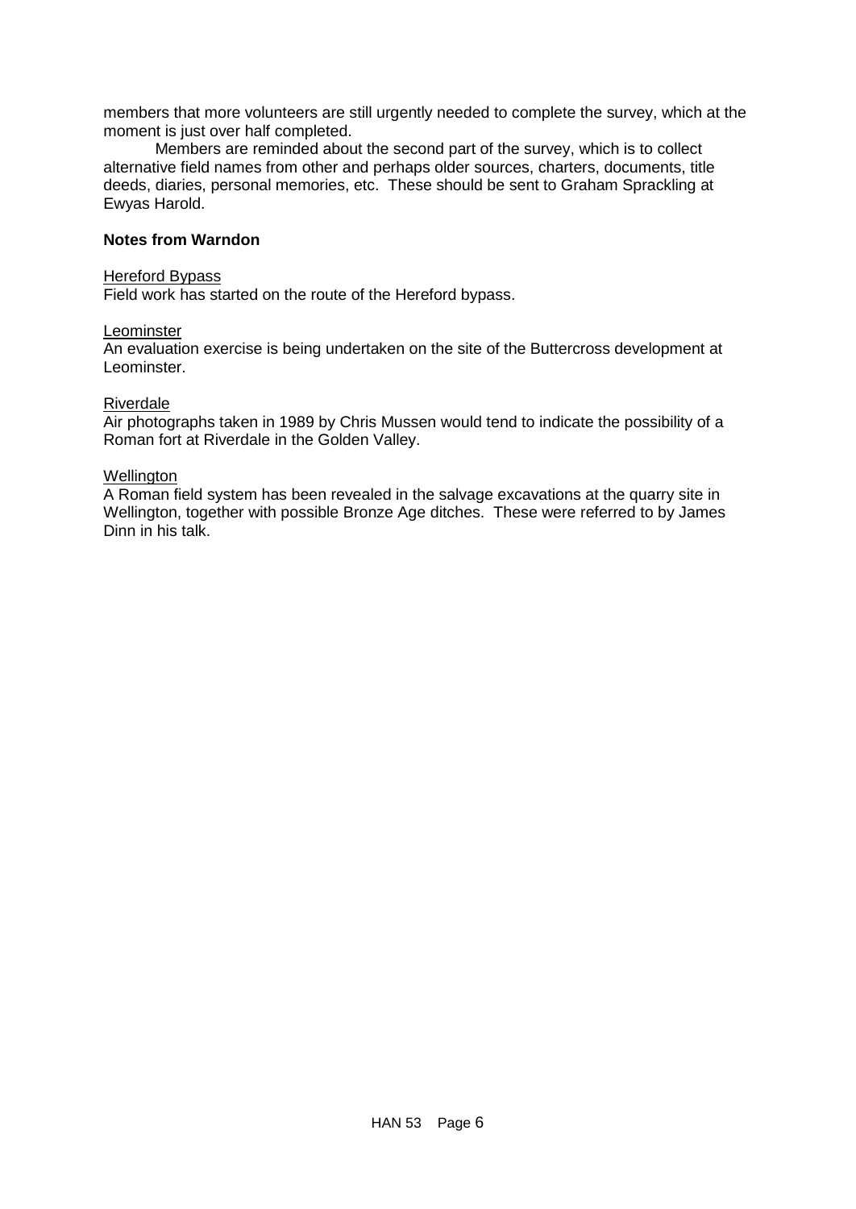members that more volunteers are still urgently needed to complete the survey, which at the moment is just over half completed.

Members are reminded about the second part of the survey, which is to collect alternative field names from other and perhaps older sources, charters, documents, title deeds, diaries, personal memories, etc. These should be sent to Graham Sprackling at Ewyas Harold.

**Notes from Warndon**

Hereford Bypass

Field work has started on the route of the Hereford bypass.

Leominster

An evaluation exercise is being undertaken on the site of the Buttercross development at Leominster.

Riverdale

Air photographs taken in 1989 by Chris Mussen would tend to indicate the possibility of a Roman fort at Riverdale in the Golden Valley.

Wellington

A Roman field system has been revealed in the salvage excavations at the quarry site in Wellington, together with possible Bronze Age ditches. These were referred to by James Dinn in his talk.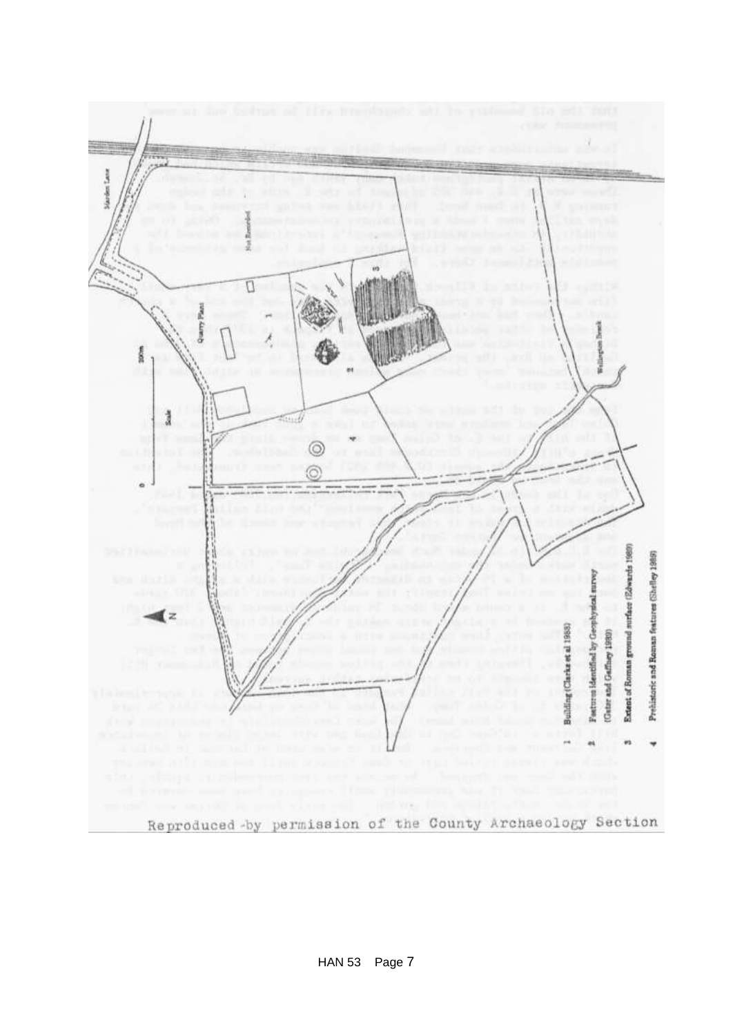Reproduced by permission of the County Archaeology Section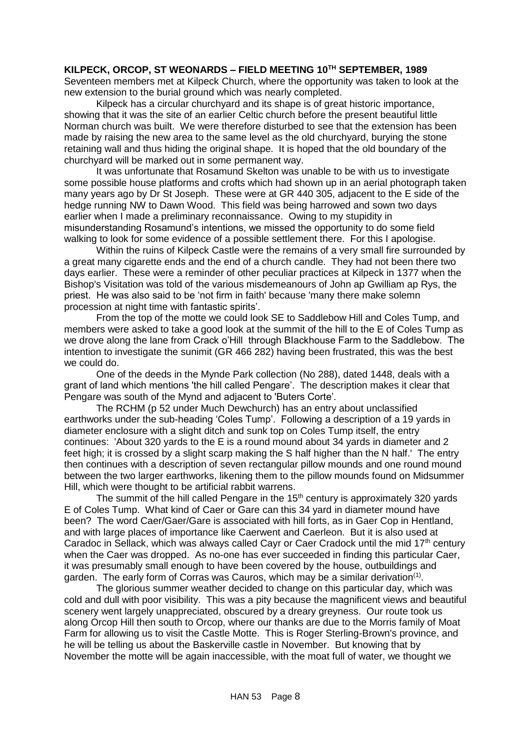**KILPECK, ORCOP, ST WEONARDS – FIELD MEETING 10TH SEPTEMBER, 1989**

Seventeen members met at Kilpeck Church, where the opportunity was taken to look at the new extension to the burial ground which was nearly completed.

Kilpeck has a circular churchyard and its shape is of great historic importance, showing that it was the site of an earlier Celtic church before the present beautiful little Norman church was built. We were therefore disturbed to see that the extension has been made by raising the new area to the same level as the old churchyard, burying the stone retaining wall and thus hiding the original shape. It is hoped that the old boundary of the churchyard will be marked out in some permanent way.

It was unfortunate that Rosamund Skelton was unable to be with us to investigate some possible house platforms and crofts which had shown up in an aerial photograph taken many years ago by Dr St Joseph. These were at GR 440 305, adjacent to the E side of the hedge running NW to Dawn Wood. This field was being harrowed and sown two days earlier when I made a preliminary reconnaissance. Owing to my stupidity in misunderstanding Rosamund's intentions, we missed the opportunity to do some field walking to look for some evidence of a possible settlement there. For this I apologise.

Within the ruins of Kilpeck Castle were the remains of a very small fire surrounded by a great many cigarette ends and the end of a church candle. They had not been there two days earlier. These were a reminder of other peculiar practices at Kilpeck in 1377 when the Bishop's Visitation was told of the various misdemeanours of John ap Gwilliam ap Rys, the priest. He was also said to be 'not firm in faith' because 'many there make solemn procession at night time with fantastic spirits'.

From the top of the motte we could look SE to Saddlebow Hill and Coles Tump, and members were asked to take a good look at the summit of the hill to the E of Coles Tump as we drove along the lane from Crack o'Hill through Blackhouse Farm to the Saddlebow. The intention to investigate the sunimit (GR 466 282) having been frustrated, this was the best we could do.

One of the deeds in the Mynde Park collection (No 288), dated 1448, deals with a grant of land which mentions 'the hill called Pengare'. The description makes it clear that Pengare was south of the Mynd and adjacent to 'Buters Corte'.

The RCHM (p 52 under Much Dewchurch) has an entry about unclassified earthworks under the sub-heading 'Coles Tump'. Following a description of a 19 yards in diameter enclosure with a slight ditch and sunk top on Coles Tump itself, the entry continues: 'About 320 yards to the E is a round mound about 34 yards in diameter and 2 feet high; it is crossed by a slight scarp making the S half higher than the N half.' The entry then continues with a description of seven rectangular pillow mounds and one round mound between the two larger earthworks, likening them to the pillow mounds found on Midsummer Hill, which were thought to be artificial rabbit warrens.

The summit of the hill called Pengare in the 15th century is approximately 320 yards E of Coles Tump. What kind of Caer or Gare can this 34 yard in diameter mound have been? The word Caer/Gaer/Gare is associated with hill forts, as in Gaer Cop in Hentland, and with large places of importance like Caerwent and Caerleon. But it is also used at Caradoc in Sellack, which was always called Cayr or Caer Cradock until the mid 17th century when the Caer was dropped. As no-one has ever succeeded in finding this particular Caer, it was presumably small enough to have been covered by the house, outbuildings and garden. The early form of Corras was Cauros, which may be a similar derivation(1).

The glorious summer weather decided to change on this particular day, which was cold and dull with poor visibility. This was a pity because the magnificent views and beautiful scenery went largely unappreciated, obscured by a dreary greyness. Our route took us along Orcop Hill then south to Orcop, where our thanks are due to the Morris family of Moat Farm for allowing us to visit the Castle Motte. This is Roger Sterling-Brown's province, and he will be telling us about the Baskerville castle in November. But knowing that by November the motte will be again inaccessible, with the moat full of water, we thought we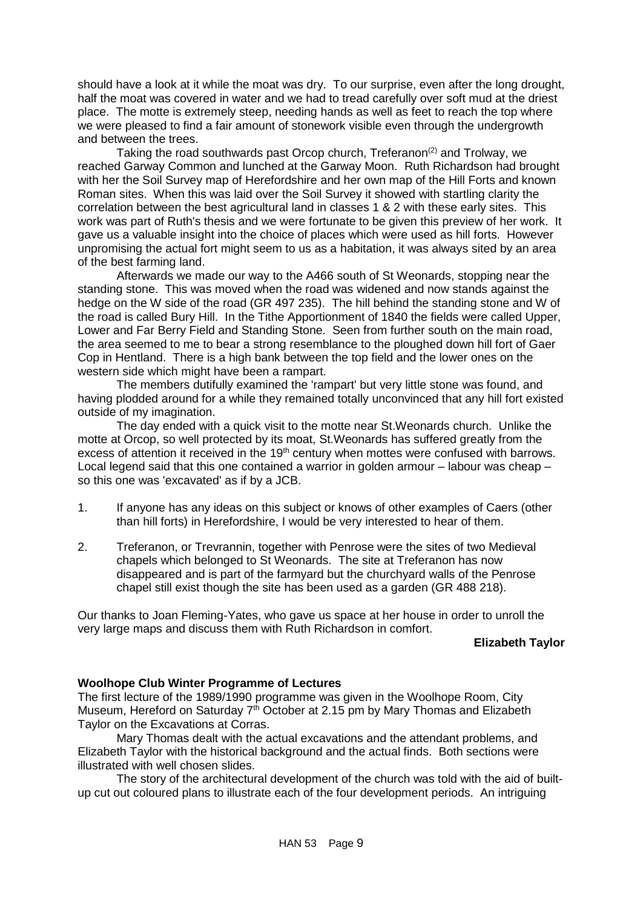should have a look at it while the moat was dry. To our surprise, even after the long drought, half the moat was covered in water and we had to tread carefully over soft mud at the driest place. The motte is extremely steep, needing hands as well as feet to reach the top where we were pleased to find a fair amount of stonework visible even through the undergrowth and between the trees.

Taking the road southwards past Orcop church, Treferanon[(2)] and Trolway, we reached Garway Common and lunched at the Garway Moon. Ruth Richardson had brought with her the Soil Survey map of Herefordshire and her own map of the Hill Forts and known Roman sites. When this was laid over the Soil Survey it showed with startling clarity the correlation between the best agricultural land in classes 1 & 2 with these early sites. This work was part of Ruth's thesis and we were fortunate to be given this preview of her work. It gave us a valuable insight into the choice of places which were used as hill forts. However unpromising the actual fort might seem to us as a habitation, it was always sited by an area of the best farming land.

Afterwards we made our way to the A466 south of St Weonards, stopping near the standing stone. This was moved when the road was widened and now stands against the hedge on the W side of the road (GR 497 235). The hill behind the standing stone and W of the road is called Bury Hill. In the Tithe Apportionment of 1840 the fields were called Upper, Lower and Far Berry Field and Standing Stone. Seen from further south on the main road, the area seemed to me to bear a strong resemblance to the ploughed down hill fort of Gaer Cop in Hentland. There is a high bank between the top field and the lower ones on the western side which might have been a rampart.

The members dutifully examined the 'rampart' but very little stone was found, and having plodded around for a while they remained totally unconvinced that any hill fort existed outside of my imagination.

The day ended with a quick visit to the motte near St.Weonards church. Unlike the motte at Orcop, so well protected by its moat, St.Weonards has suffered greatly from the excess of attention it received in the 19th century when mottes were confused with barrows. Local legend said that this one contained a warrior in golden armour – labour was cheap – so this one was 'excavated' as if by a JCB.

1. If anyone has any ideas on this subject or knows of other examples of Caers (other than hill forts) in Herefordshire, I would be very interested to hear of them.

2. Treferanon, or Trevrannin, together with Penrose were the sites of two Medieval chapels which belonged to St Weonards. The site at Treferanon has now disappeared and is part of the farmyard but the churchyard walls of the Penrose chapel still exist though the site has been used as a garden (GR 488 218).

Our thanks to Joan Fleming-Yates, who gave us space at her house in order to unroll the very large maps and discuss them with Ruth Richardson in comfort.

**Elizabeth Taylor**

**Woolhope Club Winter Programme of Lectures**

The first lecture of the 1989/1990 programme was given in the Woolhope Room, City Museum, Hereford on Saturday 7th October at 2.15 pm by Mary Thomas and Elizabeth Taylor on the Excavations at Corras.

Mary Thomas dealt with the actual excavations and the attendant problems, and Elizabeth Taylor with the historical background and the actual finds. Both sections were illustrated with well chosen slides.

The story of the architectural development of the church was told with the aid of built-up cut out coloured plans to illustrate each of the four development periods. An intriguing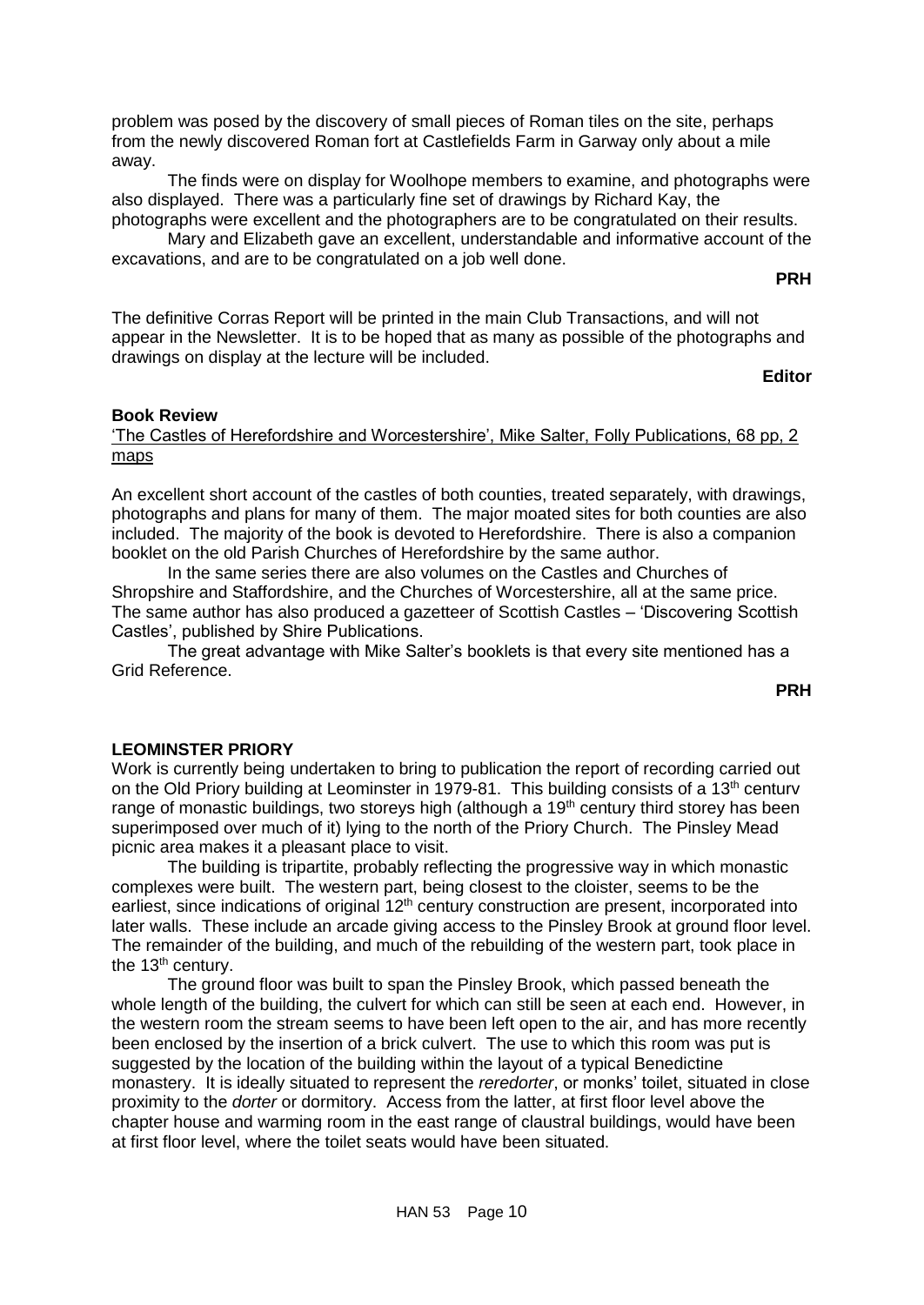problem was posed by the discovery of small pieces of Roman tiles on the site, perhaps from the newly discovered Roman fort at Castlefields Farm in Garway only about a mile away.

The finds were on display for Woolhope members to examine, and photographs were also displayed. There was a particularly fine set of drawings by Richard Kay, the photographs were excellent and the photographers are to be congratulated on their results.

Mary and Elizabeth gave an excellent, understandable and informative account of the excavations, and are to be congratulated on a job well done.

**PRH**

The definitive Corras Report will be printed in the main Club Transactions, and will not appear in the Newsletter. It is to be hoped that as many as possible of the photographs and drawings on display at the lecture will be included.

**Editor**

**Book Review**

'The Castles of Herefordshire and Worcestershire', Mike Salter, Folly Publications, 68 pp, 2 maps

An excellent short account of the castles of both counties, treated separately, with drawings, photographs and plans for many of them. The major moated sites for both counties are also included. The majority of the book is devoted to Herefordshire. There is also a companion booklet on the old Parish Churches of Herefordshire by the same author.

In the same series there are also volumes on the Castles and Churches of Shropshire and Staffordshire, and the Churches of Worcestershire, all at the same price. The same author has also produced a gazetteer of Scottish Castles – 'Discovering Scottish Castles', published by Shire Publications.

The great advantage with Mike Salter's booklets is that every site mentioned has a Grid Reference.

**PRH**

**LEOMINSTER PRIORY**

Work is currently being undertaken to bring to publication the report of recording carried out on the Old Priory building at Leominster in 1979-81. This building consists of a 13th centurv range of monastic buildings, two storeys high (although a 19th century third storey has been superimposed over much of it) lying to the north of the Priory Church. The Pinsley Mead picnic area makes it a pleasant place to visit.

The building is tripartite, probably reflecting the progressive way in which monastic complexes were built. The western part, being closest to the cloister, seems to be the earliest, since indications of original 12th century construction are present, incorporated into later walls. These include an arcade giving access to the Pinsley Brook at ground floor level. The remainder of the building, and much of the rebuilding of the western part, took place in the 13th century.

The ground floor was built to span the Pinsley Brook, which passed beneath the whole length of the building, the culvert for which can still be seen at each end. However, in the western room the stream seems to have been left open to the air, and has more recently been enclosed by the insertion of a brick culvert. The use to which this room was put is suggested by the location of the building within the layout of a typical Benedictine monastery. It is ideally situated to represent the *reredorter*, or monks' toilet, situated in close proximity to the *dorter* or dormitory. Access from the latter, at first floor level above the chapter house and warming room in the east range of claustral buildings, would have been at first floor level, where the toilet seats would have been situated.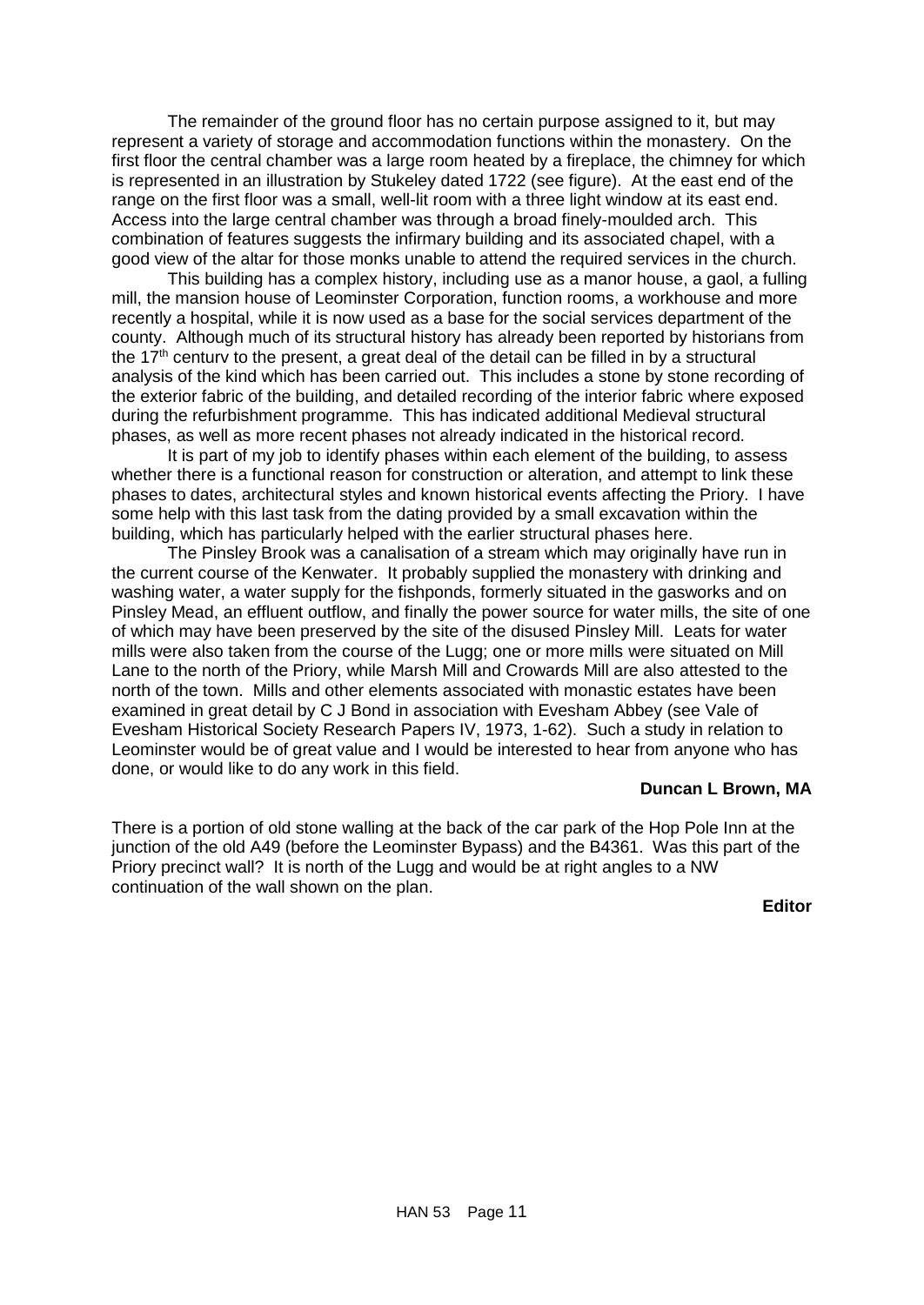The remainder of the ground floor has no certain purpose assigned to it, but may represent a variety of storage and accommodation functions within the monastery. On the first floor the central chamber was a large room heated by a fireplace, the chimney for which is represented in an illustration by Stukeley dated 1722 (see figure). At the east end of the range on the first floor was a small, well-lit room with a three light window at its east end. Access into the large central chamber was through a broad finely-moulded arch. This combination of features suggests the infirmary building and its associated chapel, with a good view of the altar for those monks unable to attend the required services in the church.

This building has a complex history, including use as a manor house, a gaol, a fulling mill, the mansion house of Leominster Corporation, function rooms, a workhouse and more recently a hospital, while it is now used as a base for the social services department of the county. Although much of its structural history has already been reported by historians from the 17th century to the present, a great deal of the detail can be filled in by a structural analysis of the kind which has been carried out. This includes a stone by stone recording of the exterior fabric of the building, and detailed recording of the interior fabric where exposed during the refurbishment programme. This has indicated additional Medieval structural phases, as well as more recent phases not already indicated in the historical record.

It is part of my job to identify phases within each element of the building, to assess whether there is a functional reason for construction or alteration, and attempt to link these phases to dates, architectural styles and known historical events affecting the Priory. I have some help with this last task from the dating provided by a small excavation within the building, which has particularly helped with the earlier structural phases here.

The Pinsley Brook was a canalisation of a stream which may originally have run in the current course of the Kenwater. It probably supplied the monastery with drinking and washing water, a water supply for the fishponds, formerly situated in the gasworks and on Pinsley Mead, an effluent outflow, and finally the power source for water mills, the site of one of which may have been preserved by the site of the disused Pinsley Mill. Leats for water mills were also taken from the course of the Lugg; one or more mills were situated on Mill Lane to the north of the Priory, while Marsh Mill and Crowards Mill are also attested to the north of the town. Mills and other elements associated with monastic estates have been examined in great detail by C J Bond in association with Evesham Abbey (see Vale of Evesham Historical Society Research Papers IV, 1973, 1-62). Such a study in relation to Leominster would be of great value and I would be interested to hear from anyone who has done, or would like to do any work in this field.

**Duncan L Brown, MA**

There is a portion of old stone walling at the back of the car park of the Hop Pole Inn at the junction of the old A49 (before the Leominster Bypass) and the B4361. Was this part of the Priory precinct wall? It is north of the Lugg and would be at right angles to a NW continuation of the wall shown on the plan.

**Editor**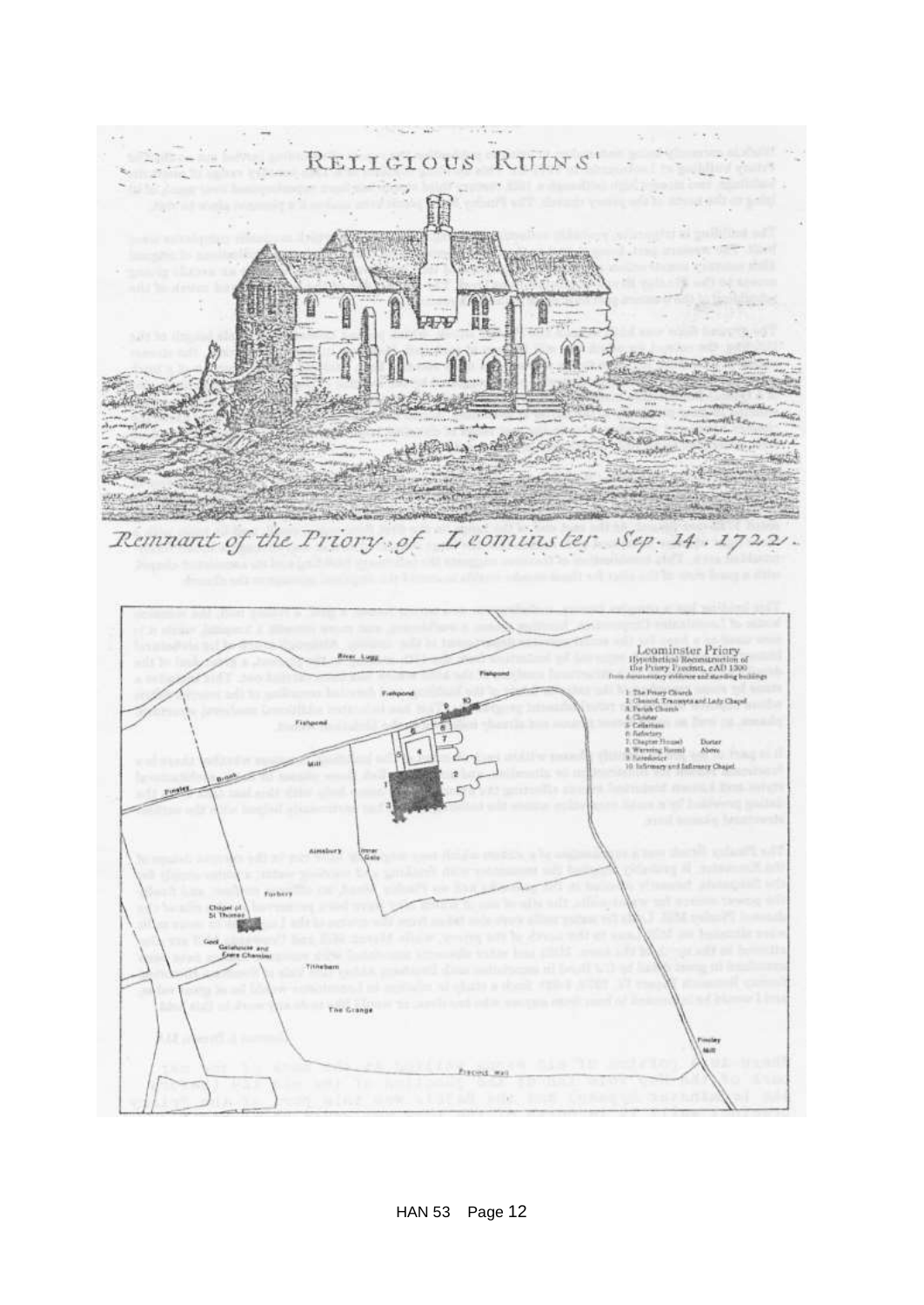RELIGIOUS RUINS

*Remnant of the Priory of Leominster Sep. 14. 1722.*

Leominster Priory
Hypothetical Reconstruction of the Priory Precinct, cAD 1300
From documentary evidence and standing buildings

1. The Priory Church
2. Chancel, Transepts and Lady Chapel
3. Parish Church
4. Cloister
5. Cellarium
6. Refectory
7. Chapter House / Dorter Above
8. Warming Room
9. Reredorter
10. Infirmary and Infirmary Chapel

River Lugg
Fishpond
Fishpond
Fishpond
Mill
Pinsley Brook
Almsbury
Inner Gate
Forbury
Chapel of St Thomas
Gaol
Gatehouse and Frere Chamber
Trinebarn
The Grange
Pinsley Mill
Precinct Wall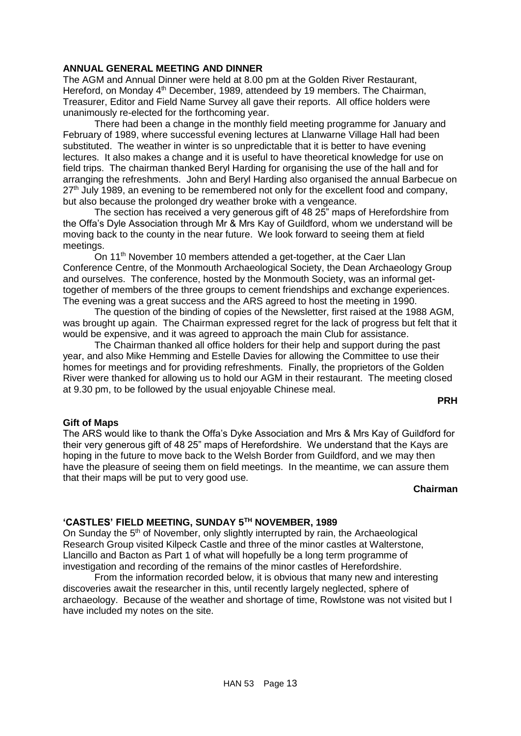### ANNUAL GENERAL MEETING AND DINNER

The AGM and Annual Dinner were held at 8.00 pm at the Golden River Restaurant, Hereford, on Monday 4th December, 1989, attendeed by 19 members. The Chairman, Treasurer, Editor and Field Name Survey all gave their reports. All office holders were unanimously re-elected for the forthcoming year.

There had been a change in the monthly field meeting programme for January and February of 1989, where successful evening lectures at Llanwarne Village Hall had been substituted. The weather in winter is so unpredictable that it is better to have evening lectures. It also makes a change and it is useful to have theoretical knowledge for use on field trips. The chairman thanked Beryl Harding for organising the use of the hall and for arranging the refreshments. John and Beryl Harding also organised the annual Barbecue on 27th July 1989, an evening to be remembered not only for the excellent food and company, but also because the prolonged dry weather broke with a vengeance.

The section has received a very generous gift of 48 25" maps of Herefordshire from the Offa's Dyle Association through Mr & Mrs Kay of Guildford, whom we understand will be moving back to the county in the near future. We look forward to seeing them at field meetings.

On 11th November 10 members attended a get-together, at the Caer Llan Conference Centre, of the Monmouth Archaeological Society, the Dean Archaeology Group and ourselves. The conference, hosted by the Monmouth Society, was an informal get-together of members of the three groups to cement friendships and exchange experiences. The evening was a great success and the ARS agreed to host the meeting in 1990.

The question of the binding of copies of the Newsletter, first raised at the 1988 AGM, was brought up again. The Chairman expressed regret for the lack of progress but felt that it would be expensive, and it was agreed to approach the main Club for assistance.

The Chairman thanked all office holders for their help and support during the past year, and also Mike Hemming and Estelle Davies for allowing the Committee to use their homes for meetings and for providing refreshments. Finally, the proprietors of the Golden River were thanked for allowing us to hold our AGM in their restaurant. The meeting closed at 9.30 pm, to be followed by the usual enjoyable Chinese meal.

**PRH**

### Gift of Maps

The ARS would like to thank the Offa's Dyke Association and Mrs & Mrs Kay of Guildford for their very generous gift of 48 25" maps of Herefordshire. We understand that the Kays are hoping in the future to move back to the Welsh Border from Guildford, and we may then have the pleasure of seeing them on field meetings. In the meantime, we can assure them that their maps will be put to very good use.

**Chairman**

### 'CASTLES' FIELD MEETING, SUNDAY 5TH NOVEMBER, 1989

On Sunday the 5th of November, only slightly interrupted by rain, the Archaeological Research Group visited Kilpeck Castle and three of the minor castles at Walterstone, Llancillo and Bacton as Part 1 of what will hopefully be a long term programme of investigation and recording of the remains of the minor castles of Herefordshire.

From the information recorded below, it is obvious that many new and interesting discoveries await the researcher in this, until recently largely neglected, sphere of archaeology. Because of the weather and shortage of time, Rowlstone was not visited but I have included my notes on the site.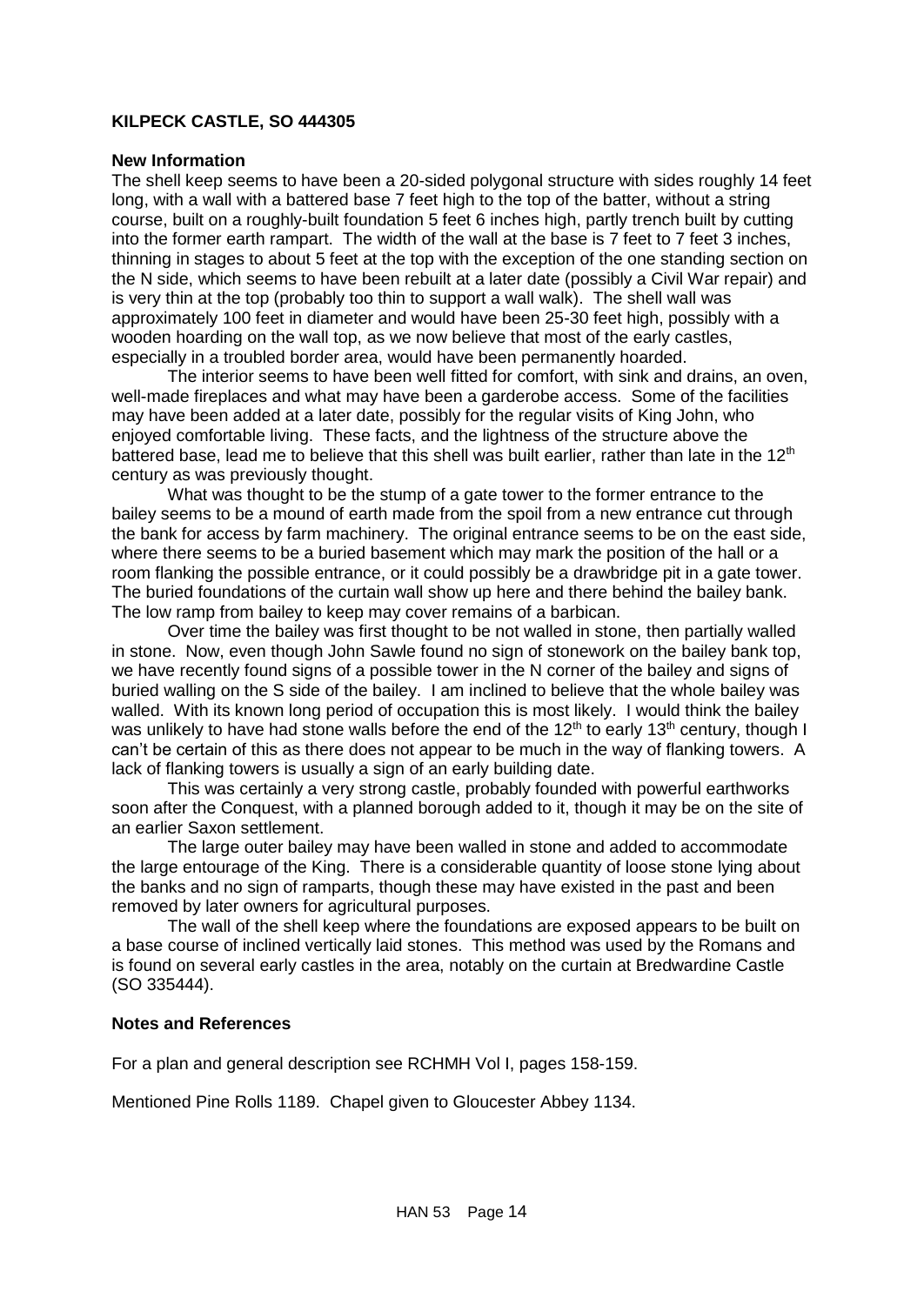**KILPECK CASTLE, SO 444305**

**New Information**

The shell keep seems to have been a 20-sided polygonal structure with sides roughly 14 feet long, with a wall with a battered base 7 feet high to the top of the batter, without a string course, built on a roughly-built foundation 5 feet 6 inches high, partly trench built by cutting into the former earth rampart. The width of the wall at the base is 7 feet to 7 feet 3 inches, thinning in stages to about 5 feet at the top with the exception of the one standing section on the N side, which seems to have been rebuilt at a later date (possibly a Civil War repair) and is very thin at the top (probably too thin to support a wall walk). The shell wall was approximately 100 feet in diameter and would have been 25-30 feet high, possibly with a wooden hoarding on the wall top, as we now believe that most of the early castles, especially in a troubled border area, would have been permanently hoarded.

The interior seems to have been well fitted for comfort, with sink and drains, an oven, well-made fireplaces and what may have been a garderobe access. Some of the facilities may have been added at a later date, possibly for the regular visits of King John, who enjoyed comfortable living. These facts, and the lightness of the structure above the battered base, lead me to believe that this shell was built earlier, rather than late in the 12th century as was previously thought.

What was thought to be the stump of a gate tower to the former entrance to the bailey seems to be a mound of earth made from the spoil from a new entrance cut through the bank for access by farm machinery. The original entrance seems to be on the east side, where there seems to be a buried basement which may mark the position of the hall or a room flanking the possible entrance, or it could possibly be a drawbridge pit in a gate tower. The buried foundations of the curtain wall show up here and there behind the bailey bank. The low ramp from bailey to keep may cover remains of a barbican.

Over time the bailey was first thought to be not walled in stone, then partially walled in stone. Now, even though John Sawle found no sign of stonework on the bailey bank top, we have recently found signs of a possible tower in the N corner of the bailey and signs of buried walling on the S side of the bailey. I am inclined to believe that the whole bailey was walled. With its known long period of occupation this is most likely. I would think the bailey was unlikely to have had stone walls before the end of the 12th to early 13th century, though I can't be certain of this as there does not appear to be much in the way of flanking towers. A lack of flanking towers is usually a sign of an early building date.

This was certainly a very strong castle, probably founded with powerful earthworks soon after the Conquest, with a planned borough added to it, though it may be on the site of an earlier Saxon settlement.

The large outer bailey may have been walled in stone and added to accommodate the large entourage of the King. There is a considerable quantity of loose stone lying about the banks and no sign of ramparts, though these may have existed in the past and been removed by later owners for agricultural purposes.

The wall of the shell keep where the foundations are exposed appears to be built on a base course of inclined vertically laid stones. This method was used by the Romans and is found on several early castles in the area, notably on the curtain at Bredwardine Castle (SO 335444).

**Notes and References**

For a plan and general description see RCHMH Vol I, pages 158-159.

Mentioned Pine Rolls 1189. Chapel given to Gloucester Abbey 1134.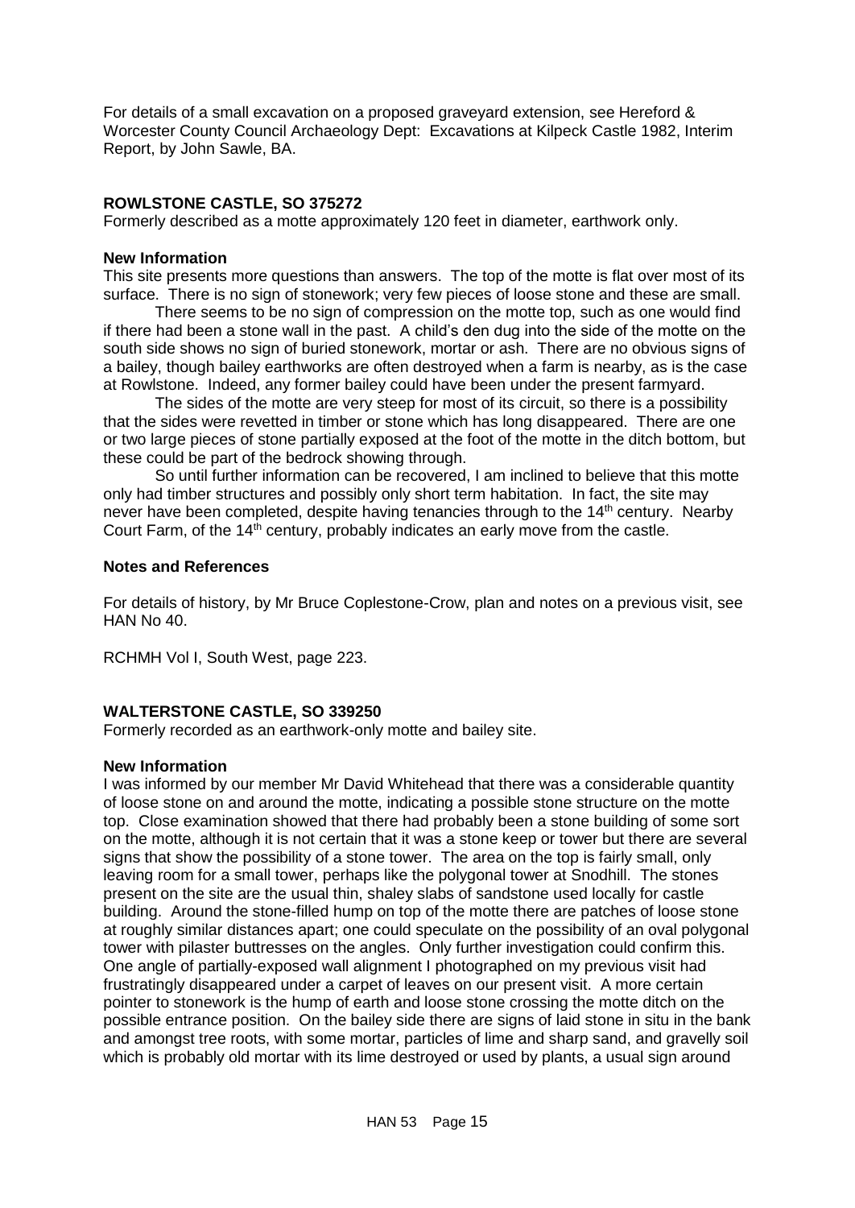For details of a small excavation on a proposed graveyard extension, see Hereford & Worcester County Council Archaeology Dept: Excavations at Kilpeck Castle 1982, Interim Report, by John Sawle, BA.

### ROWLSTONE CASTLE, SO 375272

Formerly described as a motte approximately 120 feet in diameter, earthwork only.

#### New Information

This site presents more questions than answers. The top of the motte is flat over most of its surface. There is no sign of stonework; very few pieces of loose stone and these are small.

There seems to be no sign of compression on the motte top, such as one would find if there had been a stone wall in the past. A child's den dug into the side of the motte on the south side shows no sign of buried stonework, mortar or ash. There are no obvious signs of a bailey, though bailey earthworks are often destroyed when a farm is nearby, as is the case at Rowlstone. Indeed, any former bailey could have been under the present farmyard.

The sides of the motte are very steep for most of its circuit, so there is a possibility that the sides were revetted in timber or stone which has long disappeared. There are one or two large pieces of stone partially exposed at the foot of the motte in the ditch bottom, but these could be part of the bedrock showing through.

So until further information can be recovered, I am inclined to believe that this motte only had timber structures and possibly only short term habitation. In fact, the site may never have been completed, despite having tenancies through to the 14th century. Nearby Court Farm, of the 14th century, probably indicates an early move from the castle.

#### Notes and References

For details of history, by Mr Bruce Coplestone-Crow, plan and notes on a previous visit, see HAN No 40.

RCHMH Vol I, South West, page 223.

### WALTERSTONE CASTLE, SO 339250

Formerly recorded as an earthwork-only motte and bailey site.

#### New Information

I was informed by our member Mr David Whitehead that there was a considerable quantity of loose stone on and around the motte, indicating a possible stone structure on the motte top. Close examination showed that there had probably been a stone building of some sort on the motte, although it is not certain that it was a stone keep or tower but there are several signs that show the possibility of a stone tower. The area on the top is fairly small, only leaving room for a small tower, perhaps like the polygonal tower at Snodhill. The stones present on the site are the usual thin, shaley slabs of sandstone used locally for castle building. Around the stone-filled hump on top of the motte there are patches of loose stone at roughly similar distances apart; one could speculate on the possibility of an oval polygonal tower with pilaster buttresses on the angles. Only further investigation could confirm this. One angle of partially-exposed wall alignment I photographed on my previous visit had frustratingly disappeared under a carpet of leaves on our present visit. A more certain pointer to stonework is the hump of earth and loose stone crossing the motte ditch on the possible entrance position. On the bailey side there are signs of laid stone in situ in the bank and amongst tree roots, with some mortar, particles of lime and sharp sand, and gravelly soil which is probably old mortar with its lime destroyed or used by plants, a usual sign around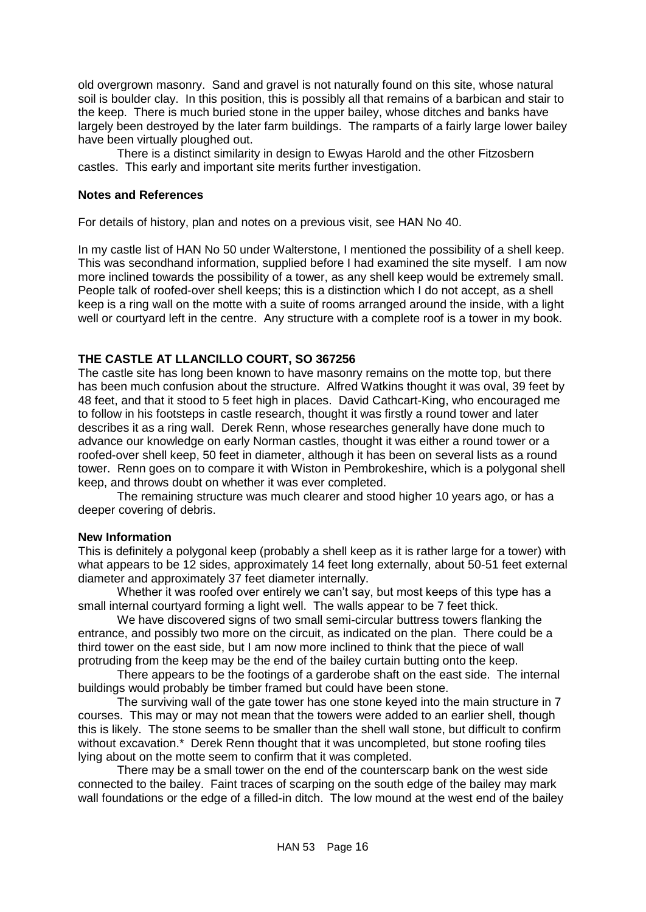old overgrown masonry. Sand and gravel is not naturally found on this site, whose natural soil is boulder clay. In this position, this is possibly all that remains of a barbican and stair to the keep. There is much buried stone in the upper bailey, whose ditches and banks have largely been destroyed by the later farm buildings. The ramparts of a fairly large lower bailey have been virtually ploughed out.

There is a distinct similarity in design to Ewyas Harold and the other Fitzosbern castles. This early and important site merits further investigation.

**Notes and References**

For details of history, plan and notes on a previous visit, see HAN No 40.

In my castle list of HAN No 50 under Walterstone, I mentioned the possibility of a shell keep. This was secondhand information, supplied before I had examined the site myself. I am now more inclined towards the possibility of a tower, as any shell keep would be extremely small. People talk of roofed-over shell keeps; this is a distinction which I do not accept, as a shell keep is a ring wall on the motte with a suite of rooms arranged around the inside, with a light well or courtyard left in the centre. Any structure with a complete roof is a tower in my book.

## THE CASTLE AT LLANCILLO COURT, SO 367256

The castle site has long been known to have masonry remains on the motte top, but there has been much confusion about the structure. Alfred Watkins thought it was oval, 39 feet by 48 feet, and that it stood to 5 feet high in places. David Cathcart-King, who encouraged me to follow in his footsteps in castle research, thought it was firstly a round tower and later describes it as a ring wall. Derek Renn, whose researches generally have done much to advance our knowledge on early Norman castles, thought it was either a round tower or a roofed-over shell keep, 50 feet in diameter, although it has been on several lists as a round tower. Renn goes on to compare it with Wiston in Pembrokeshire, which is a polygonal shell keep, and throws doubt on whether it was ever completed.

The remaining structure was much clearer and stood higher 10 years ago, or has a deeper covering of debris.

**New Information**

This is definitely a polygonal keep (probably a shell keep as it is rather large for a tower) with what appears to be 12 sides, approximately 14 feet long externally, about 50-51 feet external diameter and approximately 37 feet diameter internally.

Whether it was roofed over entirely we can't say, but most keeps of this type has a small internal courtyard forming a light well. The walls appear to be 7 feet thick.

We have discovered signs of two small semi-circular buttress towers flanking the entrance, and possibly two more on the circuit, as indicated on the plan. There could be a third tower on the east side, but I am now more inclined to think that the piece of wall protruding from the keep may be the end of the bailey curtain butting onto the keep.

There appears to be the footings of a garderobe shaft on the east side. The internal buildings would probably be timber framed but could have been stone.

The surviving wall of the gate tower has one stone keyed into the main structure in 7 courses. This may or may not mean that the towers were added to an earlier shell, though this is likely. The stone seems to be smaller than the shell wall stone, but difficult to confirm without excavation.* Derek Renn thought that it was uncompleted, but stone roofing tiles lying about on the motte seem to confirm that it was completed.

There may be a small tower on the end of the counterscarp bank on the west side connected to the bailey. Faint traces of scarping on the south edge of the bailey may mark wall foundations or the edge of a filled-in ditch. The low mound at the west end of the bailey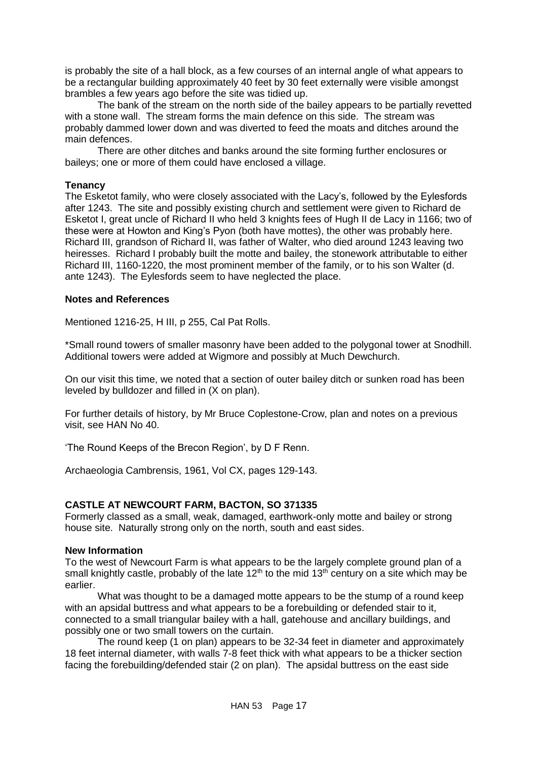is probably the site of a hall block, as a few courses of an internal angle of what appears to be a rectangular building approximately 40 feet by 30 feet externally were visible amongst brambles a few years ago before the site was tidied up.

The bank of the stream on the north side of the bailey appears to be partially revetted with a stone wall. The stream forms the main defence on this side. The stream was probably dammed lower down and was diverted to feed the moats and ditches around the main defences.

There are other ditches and banks around the site forming further enclosures or baileys; one or more of them could have enclosed a village.

**Tenancy**

The Esketot family, who were closely associated with the Lacy's, followed by the Eylesfords after 1243. The site and possibly existing church and settlement were given to Richard de Esketot I, great uncle of Richard II who held 3 knights fees of Hugh II de Lacy in 1166; two of these were at Howton and King's Pyon (both have mottes), the other was probably here. Richard III, grandson of Richard II, was father of Walter, who died around 1243 leaving two heiresses. Richard I probably built the motte and bailey, the stonework attributable to either Richard III, 1160-1220, the most prominent member of the family, or to his son Walter (d. ante 1243). The Eylesfords seem to have neglected the place.

**Notes and References**

Mentioned 1216-25, H III, p 255, Cal Pat Rolls.

*Small round towers of smaller masonry have been added to the polygonal tower at Snodhill. Additional towers were added at Wigmore and possibly at Much Dewchurch.

On our visit this time, we noted that a section of outer bailey ditch or sunken road has been leveled by bulldozer and filled in (X on plan).

For further details of history, by Mr Bruce Coplestone-Crow, plan and notes on a previous visit, see HAN No 40.

'The Round Keeps of the Brecon Region', by D F Renn.

Archaeologia Cambrensis, 1961, Vol CX, pages 129-143.

**CASTLE AT NEWCOURT FARM, BACTON, SO 371335**

Formerly classed as a small, weak, damaged, earthwork-only motte and bailey or strong house site. Naturally strong only on the north, south and east sides.

**New Information**

To the west of Newcourt Farm is what appears to be the largely complete ground plan of a small knightly castle, probably of the late 12th to the mid 13th century on a site which may be earlier.

What was thought to be a damaged motte appears to be the stump of a round keep with an apsidal buttress and what appears to be a forebuilding or defended stair to it, connected to a small triangular bailey with a hall, gatehouse and ancillary buildings, and possibly one or two small towers on the curtain.

The round keep (1 on plan) appears to be 32-34 feet in diameter and approximately 18 feet internal diameter, with walls 7-8 feet thick with what appears to be a thicker section facing the forebuilding/defended stair (2 on plan). The apsidal buttress on the east side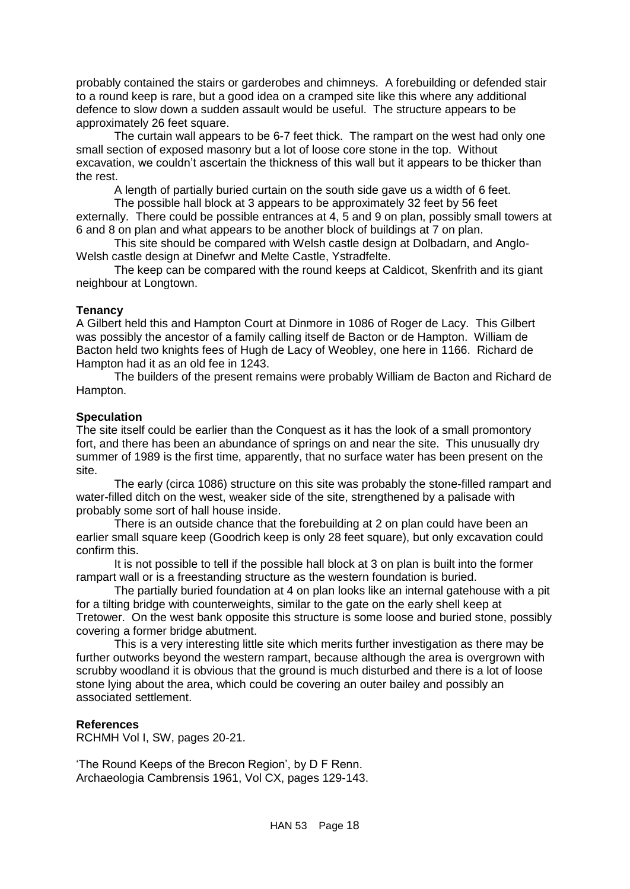probably contained the stairs or garderobes and chimneys. A forebuilding or defended stair to a round keep is rare, but a good idea on a cramped site like this where any additional defence to slow down a sudden assault would be useful. The structure appears to be approximately 26 feet square.

The curtain wall appears to be 6-7 feet thick. The rampart on the west had only one small section of exposed masonry but a lot of loose core stone in the top. Without excavation, we couldn't ascertain the thickness of this wall but it appears to be thicker than the rest.

A length of partially buried curtain on the south side gave us a width of 6 feet.

The possible hall block at 3 appears to be approximately 32 feet by 56 feet externally. There could be possible entrances at 4, 5 and 9 on plan, possibly small towers at 6 and 8 on plan and what appears to be another block of buildings at 7 on plan.

This site should be compared with Welsh castle design at Dolbadarn, and Anglo-Welsh castle design at Dinefwr and Melte Castle, Ystradfelte.

The keep can be compared with the round keeps at Caldicot, Skenfrith and its giant neighbour at Longtown.

**Tenancy**

A Gilbert held this and Hampton Court at Dinmore in 1086 of Roger de Lacy. This Gilbert was possibly the ancestor of a family calling itself de Bacton or de Hampton. William de Bacton held two knights fees of Hugh de Lacy of Weobley, one here in 1166. Richard de Hampton had it as an old fee in 1243.

The builders of the present remains were probably William de Bacton and Richard de Hampton.

**Speculation**

The site itself could be earlier than the Conquest as it has the look of a small promontory fort, and there has been an abundance of springs on and near the site. This unusually dry summer of 1989 is the first time, apparently, that no surface water has been present on the site.

The early (circa 1086) structure on this site was probably the stone-filled rampart and water-filled ditch on the west, weaker side of the site, strengthened by a palisade with probably some sort of hall house inside.

There is an outside chance that the forebuilding at 2 on plan could have been an earlier small square keep (Goodrich keep is only 28 feet square), but only excavation could confirm this.

It is not possible to tell if the possible hall block at 3 on plan is built into the former rampart wall or is a freestanding structure as the western foundation is buried.

The partially buried foundation at 4 on plan looks like an internal gatehouse with a pit for a tilting bridge with counterweights, similar to the gate on the early shell keep at Tretower. On the west bank opposite this structure is some loose and buried stone, possibly covering a former bridge abutment.

This is a very interesting little site which merits further investigation as there may be further outworks beyond the western rampart, because although the area is overgrown with scrubby woodland it is obvious that the ground is much disturbed and there is a lot of loose stone lying about the area, which could be covering an outer bailey and possibly an associated settlement.

**References**

RCHMH Vol I, SW, pages 20-21.

'The Round Keeps of the Brecon Region', by D F Renn.
Archaeologia Cambrensis 1961, Vol CX, pages 129-143.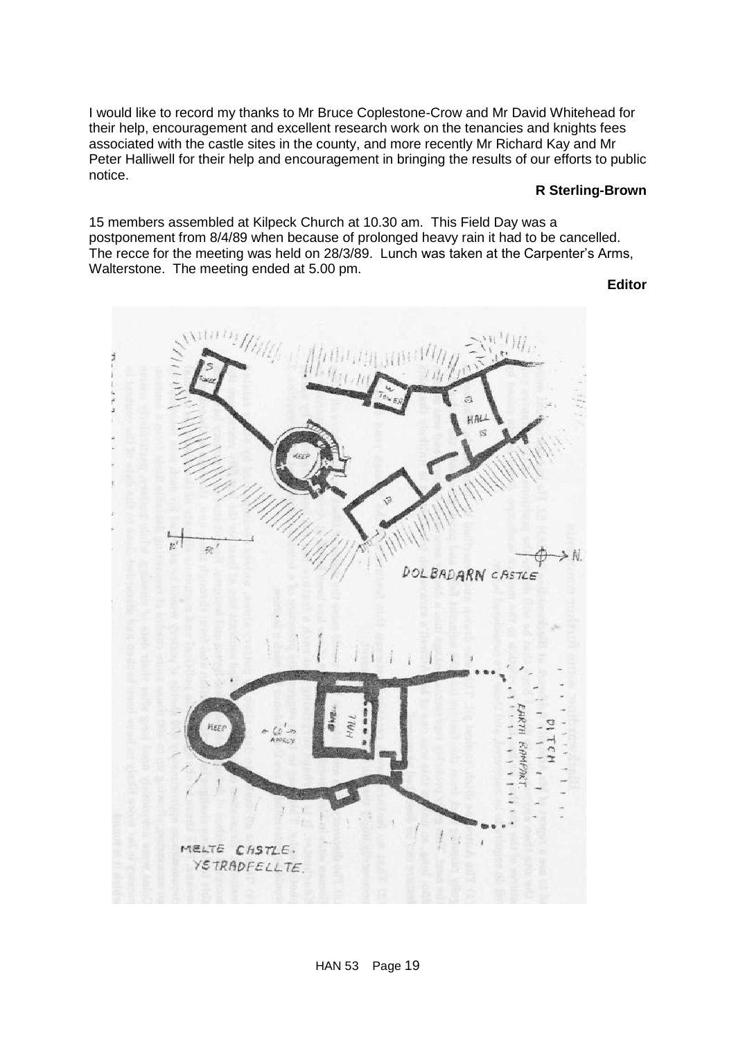I would like to record my thanks to Mr Bruce Coplestone-Crow and Mr David Whitehead for their help, encouragement and excellent research work on the tenancies and knights fees associated with the castle sites in the county, and more recently Mr Richard Kay and Mr Peter Halliwell for their help and encouragement in bringing the results of our efforts to public notice.

**R Sterling-Brown**

15 members assembled at Kilpeck Church at 10.30 am. This Field Day was a postponement from 8/4/89 when because of prolonged heavy rain it had to be cancelled. The recce for the meeting was held on 28/3/89. Lunch was taken at the Carpenter's Arms, Walterstone. The meeting ended at 5.00 pm.

**Editor**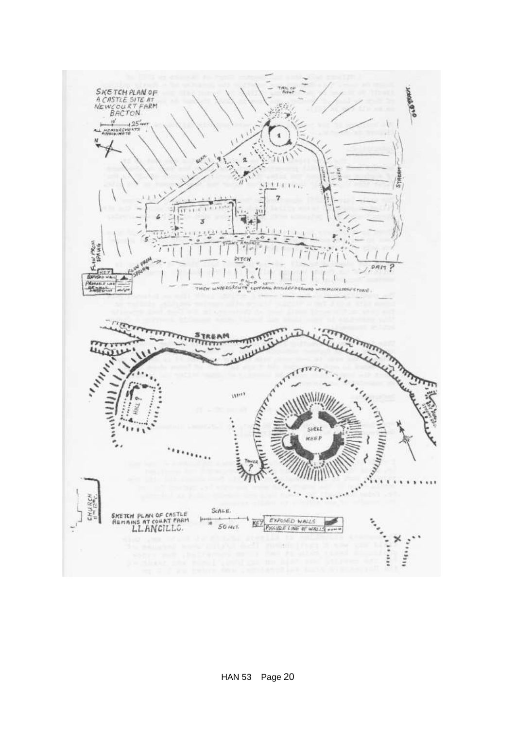SKETCH PLAN OF A CASTLE SITE AT NEWCOURT FARM BACTON

SKETCH PLAN OF CASTLE REMAINS AT COURT FARM LLANCILLO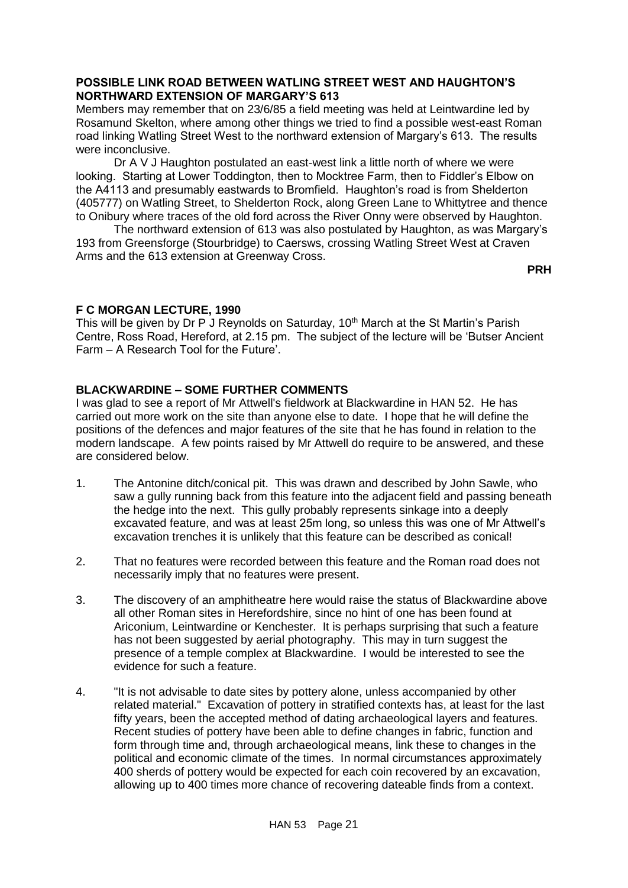## POSSIBLE LINK ROAD BETWEEN WATLING STREET WEST AND HAUGHTON'S NORTHWARD EXTENSION OF MARGARY'S 613

Members may remember that on 23/6/85 a field meeting was held at Leintwardine led by Rosamund Skelton, where among other things we tried to find a possible west-east Roman road linking Watling Street West to the northward extension of Margary's 613. The results were inconclusive.

Dr A V J Haughton postulated an east-west link a little north of where we were looking. Starting at Lower Toddington, then to Mocktree Farm, then to Fiddler's Elbow on the A4113 and presumably eastwards to Bromfield. Haughton's road is from Shelderton (405777) on Watling Street, to Shelderton Rock, along Green Lane to Whittytree and thence to Onibury where traces of the old ford across the River Onny were observed by Haughton.

The northward extension of 613 was also postulated by Haughton, as was Margary's 193 from Greensforge (Stourbridge) to Caersws, crossing Watling Street West at Craven Arms and the 613 extension at Greenway Cross.

**PRH**

## F C MORGAN LECTURE, 1990

This will be given by Dr P J Reynolds on Saturday, 10th March at the St Martin's Parish Centre, Ross Road, Hereford, at 2.15 pm. The subject of the lecture will be 'Butser Ancient Farm – A Research Tool for the Future'.

## BLACKWARDINE – SOME FURTHER COMMENTS

I was glad to see a report of Mr Attwell's fieldwork at Blackwardine in HAN 52. He has carried out more work on the site than anyone else to date. I hope that he will define the positions of the defences and major features of the site that he has found in relation to the modern landscape. A few points raised by Mr Attwell do require to be answered, and these are considered below.

1. The Antonine ditch/conical pit. This was drawn and described by John Sawle, who saw a gully running back from this feature into the adjacent field and passing beneath the hedge into the next. This gully probably represents sinkage into a deeply excavated feature, and was at least 25m long, so unless this was one of Mr Attwell's excavation trenches it is unlikely that this feature can be described as conical!

2. That no features were recorded between this feature and the Roman road does not necessarily imply that no features were present.

3. The discovery of an amphitheatre here would raise the status of Blackwardine above all other Roman sites in Herefordshire, since no hint of one has been found at Ariconium, Leintwardine or Kenchester. It is perhaps surprising that such a feature has not been suggested by aerial photography. This may in turn suggest the presence of a temple complex at Blackwardine. I would be interested to see the evidence for such a feature.

4. "It is not advisable to date sites by pottery alone, unless accompanied by other related material." Excavation of pottery in stratified contexts has, at least for the last fifty years, been the accepted method of dating archaeological layers and features. Recent studies of pottery have been able to define changes in fabric, function and form through time and, through archaeological means, link these to changes in the political and economic climate of the times. In normal circumstances approximately 400 sherds of pottery would be expected for each coin recovered by an excavation, allowing up to 400 times more chance of recovering dateable finds from a context.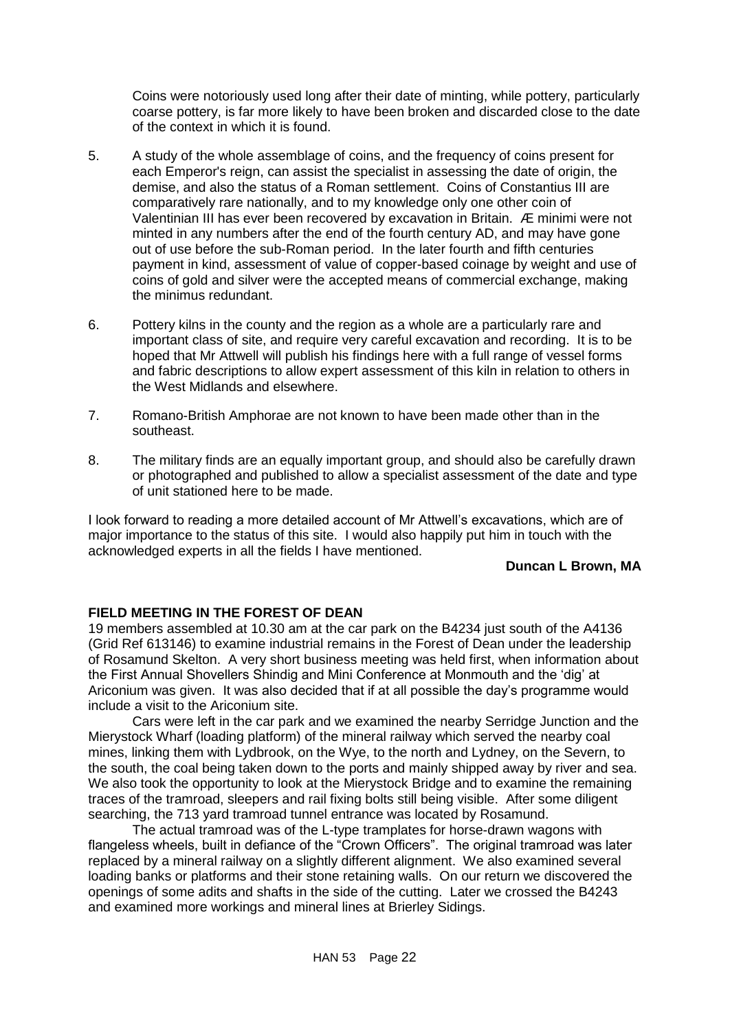Coins were notoriously used long after their date of minting, while pottery, particularly coarse pottery, is far more likely to have been broken and discarded close to the date of the context in which it is found.

5. A study of the whole assemblage of coins, and the frequency of coins present for each Emperor's reign, can assist the specialist in assessing the date of origin, the demise, and also the status of a Roman settlement. Coins of Constantius III are comparatively rare nationally, and to my knowledge only one other coin of Valentinian III has ever been recovered by excavation in Britain. Æ minimi were not minted in any numbers after the end of the fourth century AD, and may have gone out of use before the sub-Roman period. In the later fourth and fifth centuries payment in kind, assessment of value of copper-based coinage by weight and use of coins of gold and silver were the accepted means of commercial exchange, making the minimus redundant.

6. Pottery kilns in the county and the region as a whole are a particularly rare and important class of site, and require very careful excavation and recording. It is to be hoped that Mr Attwell will publish his findings here with a full range of vessel forms and fabric descriptions to allow expert assessment of this kiln in relation to others in the West Midlands and elsewhere.

7. Romano-British Amphorae are not known to have been made other than in the southeast.

8. The military finds are an equally important group, and should also be carefully drawn or photographed and published to allow a specialist assessment of the date and type of unit stationed here to be made.

I look forward to reading a more detailed account of Mr Attwell's excavations, which are of major importance to the status of this site. I would also happily put him in touch with the acknowledged experts in all the fields I have mentioned.

**Duncan L Brown, MA**

## FIELD MEETING IN THE FOREST OF DEAN

19 members assembled at 10.30 am at the car park on the B4234 just south of the A4136 (Grid Ref 613146) to examine industrial remains in the Forest of Dean under the leadership of Rosamund Skelton. A very short business meeting was held first, when information about the First Annual Shovellers Shindig and Mini Conference at Monmouth and the 'dig' at Ariconium was given. It was also decided that if at all possible the day's programme would include a visit to the Ariconium site.

Cars were left in the car park and we examined the nearby Serridge Junction and the Mierystock Wharf (loading platform) of the mineral railway which served the nearby coal mines, linking them with Lydbrook, on the Wye, to the north and Lydney, on the Severn, to the south, the coal being taken down to the ports and mainly shipped away by river and sea. We also took the opportunity to look at the Mierystock Bridge and to examine the remaining traces of the tramroad, sleepers and rail fixing bolts still being visible. After some diligent searching, the 713 yard tramroad tunnel entrance was located by Rosamund.

The actual tramroad was of the L-type tramplates for horse-drawn wagons with flangeless wheels, built in defiance of the "Crown Officers". The original tramroad was later replaced by a mineral railway on a slightly different alignment. We also examined several loading banks or platforms and their stone retaining walls. On our return we discovered the openings of some adits and shafts in the side of the cutting. Later we crossed the B4243 and examined more workings and mineral lines at Brierley Sidings.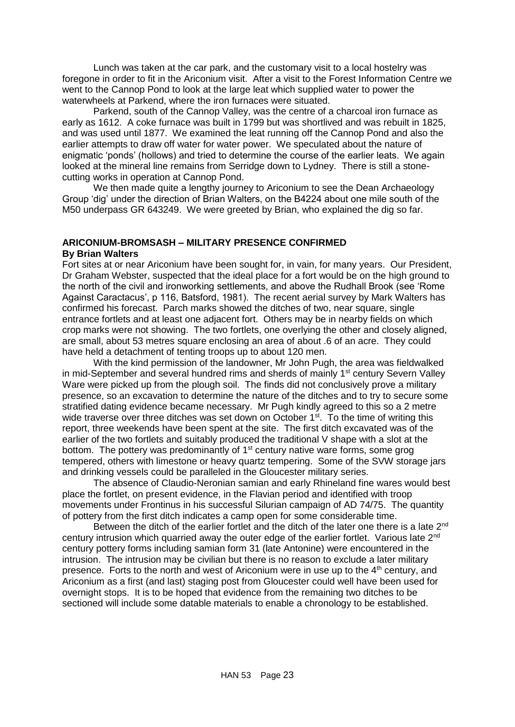Lunch was taken at the car park, and the customary visit to a local hostelry was foregone in order to fit in the Ariconium visit. After a visit to the Forest Information Centre we went to the Cannop Pond to look at the large leat which supplied water to power the waterwheels at Parkend, where the iron furnaces were situated.

Parkend, south of the Cannop Valley, was the centre of a charcoal iron furnace as early as 1612. A coke furnace was built in 1799 but was shortlived and was rebuilt in 1825, and was used until 1877. We examined the leat running off the Cannop Pond and also the earlier attempts to draw off water for water power. We speculated about the nature of enigmatic 'ponds' (hollows) and tried to determine the course of the earlier leats. We again looked at the mineral line remains from Serridge down to Lydney. There is still a stone-cutting works in operation at Cannop Pond.

We then made quite a lengthy journey to Ariconium to see the Dean Archaeology Group 'dig' under the direction of Brian Walters, on the B4224 about one mile south of the M50 underpass GR 643249. We were greeted by Brian, who explained the dig so far.

## ARICONIUM-BROMSASH – MILITARY PRESENCE CONFIRMED

**By Brian Walters**

Fort sites at or near Ariconium have been sought for, in vain, for many years. Our President, Dr Graham Webster, suspected that the ideal place for a fort would be on the high ground to the north of the civil and ironworking settlements, and above the Rudhall Brook (see 'Rome Against Caractacus', p 116, Batsford, 1981). The recent aerial survey by Mark Walters has confirmed his forecast. Parch marks showed the ditches of two, near square, single entrance fortlets and at least one adjacent fort. Others may be in nearby fields on which crop marks were not showing. The two fortlets, one overlying the other and closely aligned, are small, about 53 metres square enclosing an area of about .6 of an acre. They could have held a detachment of tenting troops up to about 120 men.

With the kind permission of the landowner, Mr John Pugh, the area was fieldwalked in mid-September and several hundred rims and sherds of mainly 1st century Severn Valley Ware were picked up from the plough soil. The finds did not conclusively prove a military presence, so an excavation to determine the nature of the ditches and to try to secure some stratified dating evidence became necessary. Mr Pugh kindly agreed to this so a 2 metre wide traverse over three ditches was set down on October 1st. To the time of writing this report, three weekends have been spent at the site. The first ditch excavated was of the earlier of the two fortlets and suitably produced the traditional V shape with a slot at the bottom. The pottery was predominantly of 1st century native ware forms, some grog tempered, others with limestone or heavy quartz tempering. Some of the SVW storage jars and drinking vessels could be paralleled in the Gloucester military series.

The absence of Claudio-Neronian samian and early Rhineland fine wares would best place the fortlet, on present evidence, in the Flavian period and identified with troop movements under Frontinus in his successful Silurian campaign of AD 74/75. The quantity of pottery from the first ditch indicates a camp open for some considerable time.

Between the ditch of the earlier fortlet and the ditch of the later one there is a late 2nd century intrusion which quarried away the outer edge of the earlier fortlet. Various late 2nd century pottery forms including samian form 31 (late Antonine) were encountered in the intrusion. The intrusion may be civilian but there is no reason to exclude a later military presence. Forts to the north and west of Ariconium were in use up to the 4th century, and Ariconium as a first (and last) staging post from Gloucester could well have been used for overnight stops. It is to be hoped that evidence from the remaining two ditches to be sectioned will include some datable materials to enable a chronology to be established.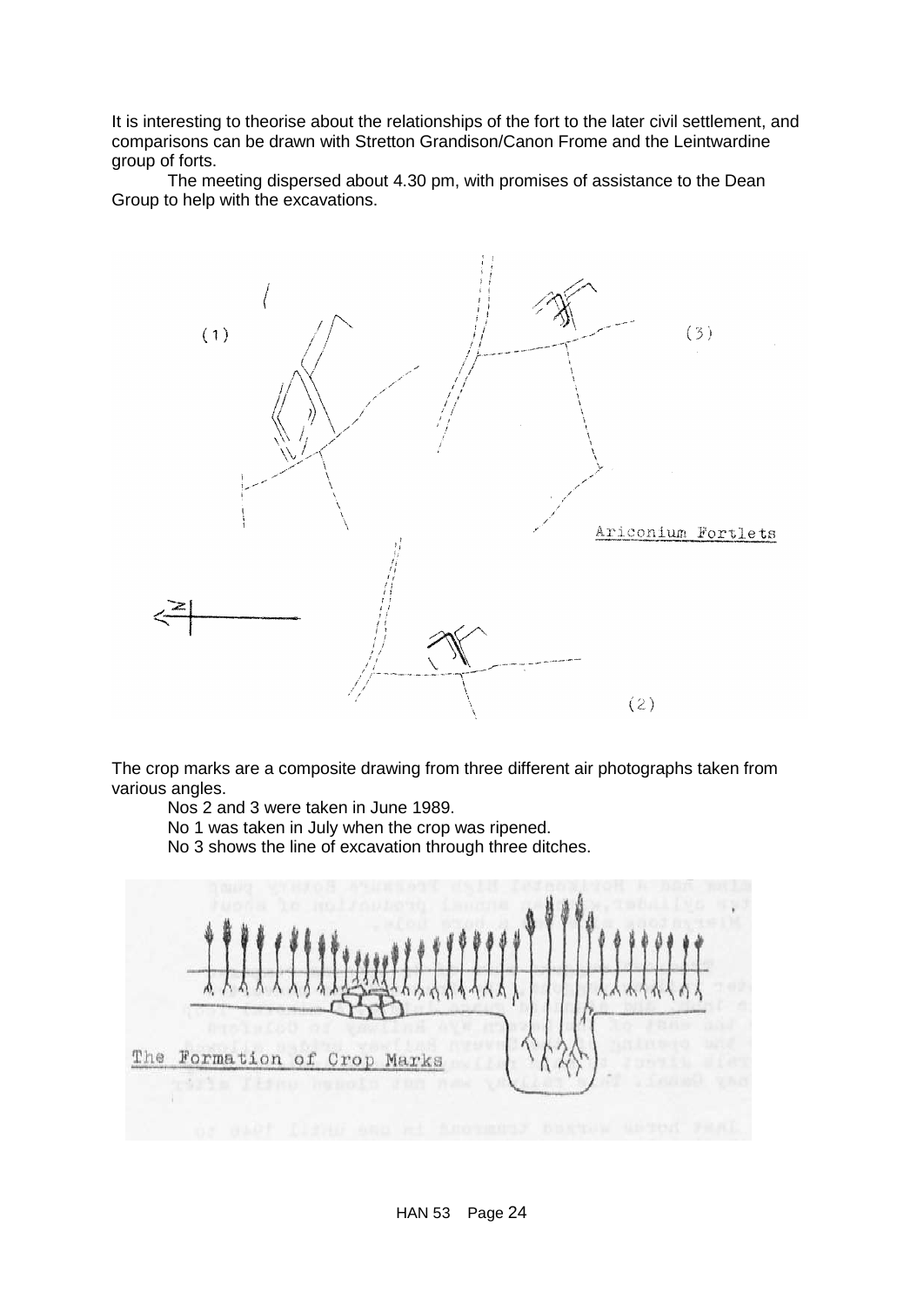It is interesting to theorise about the relationships of the fort to the later civil settlement, and comparisons can be drawn with Stretton Grandison/Canon Frome and the Leintwardine group of forts.

The meeting dispersed about 4.30 pm, with promises of assistance to the Dean Group to help with the excavations.

Ariconium Fortlets

The crop marks are a composite drawing from three different air photographs taken from various angles.

Nos 2 and 3 were taken in June 1989.

No 1 was taken in July when the crop was ripened.

No 3 shows the line of excavation through three ditches.

The Formation of Crop Marks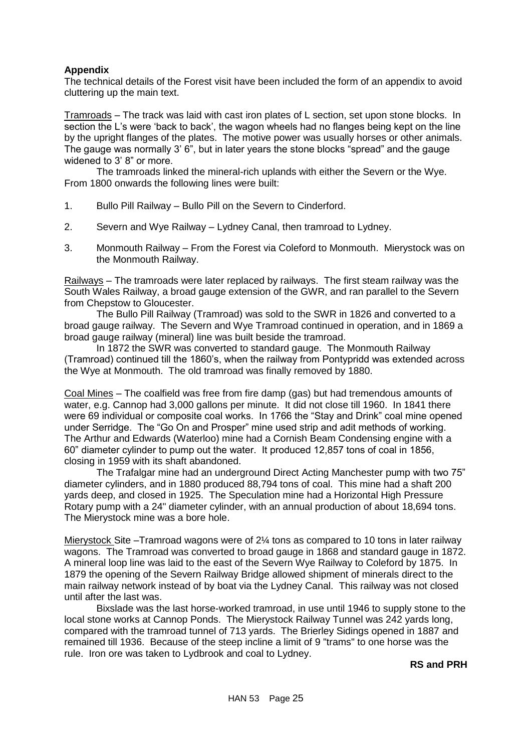## Appendix

The technical details of the Forest visit have been included the form of an appendix to avoid cluttering up the main text.

Tramroads – The track was laid with cast iron plates of L section, set upon stone blocks. In section the L's were 'back to back', the wagon wheels had no flanges being kept on the line by the upright flanges of the plates. The motive power was usually horses or other animals. The gauge was normally 3' 6", but in later years the stone blocks "spread" and the gauge widened to 3' 8" or more.

The tramroads linked the mineral-rich uplands with either the Severn or the Wye. From 1800 onwards the following lines were built:

1. Bullo Pill Railway – Bullo Pill on the Severn to Cinderford.
2. Severn and Wye Railway – Lydney Canal, then tramroad to Lydney.
3. Monmouth Railway – From the Forest via Coleford to Monmouth. Mierystock was on the Monmouth Railway.

Railways – The tramroads were later replaced by railways. The first steam railway was the South Wales Railway, a broad gauge extension of the GWR, and ran parallel to the Severn from Chepstow to Gloucester.

The Bullo Pill Railway (Tramroad) was sold to the SWR in 1826 and converted to a broad gauge railway. The Severn and Wye Tramroad continued in operation, and in 1869 a broad gauge railway (mineral) line was built beside the tramroad.

In 1872 the SWR was converted to standard gauge. The Monmouth Railway (Tramroad) continued till the 1860's, when the railway from Pontypridd was extended across the Wye at Monmouth. The old tramroad was finally removed by 1880.

Coal Mines – The coalfield was free from fire damp (gas) but had tremendous amounts of water, e.g. Cannop had 3,000 gallons per minute. It did not close till 1960. In 1841 there were 69 individual or composite coal works. In 1766 the "Stay and Drink" coal mine opened under Serridge. The "Go On and Prosper" mine used strip and adit methods of working. The Arthur and Edwards (Waterloo) mine had a Cornish Beam Condensing engine with a 60" diameter cylinder to pump out the water. It produced 12,857 tons of coal in 1856, closing in 1959 with its shaft abandoned.

The Trafalgar mine had an underground Direct Acting Manchester pump with two 75" diameter cylinders, and in 1880 produced 88,794 tons of coal. This mine had a shaft 200 yards deep, and closed in 1925. The Speculation mine had a Horizontal High Pressure Rotary pump with a 24" diameter cylinder, with an annual production of about 18,694 tons. The Mierystock mine was a bore hole.

Mierystock Site –Tramroad wagons were of 2¼ tons as compared to 10 tons in later railway wagons. The Tramroad was converted to broad gauge in 1868 and standard gauge in 1872. A mineral loop line was laid to the east of the Severn Wye Railway to Coleford by 1875. In 1879 the opening of the Severn Railway Bridge allowed shipment of minerals direct to the main railway network instead of by boat via the Lydney Canal. This railway was not closed until after the last was.

Bixslade was the last horse-worked tramroad, in use until 1946 to supply stone to the local stone works at Cannop Ponds. The Mierystock Railway Tunnel was 242 yards long, compared with the tramroad tunnel of 713 yards. The Brierley Sidings opened in 1887 and remained till 1936. Because of the steep incline a limit of 9 "trams" to one horse was the rule. Iron ore was taken to Lydbrook and coal to Lydney.

**RS and PRH**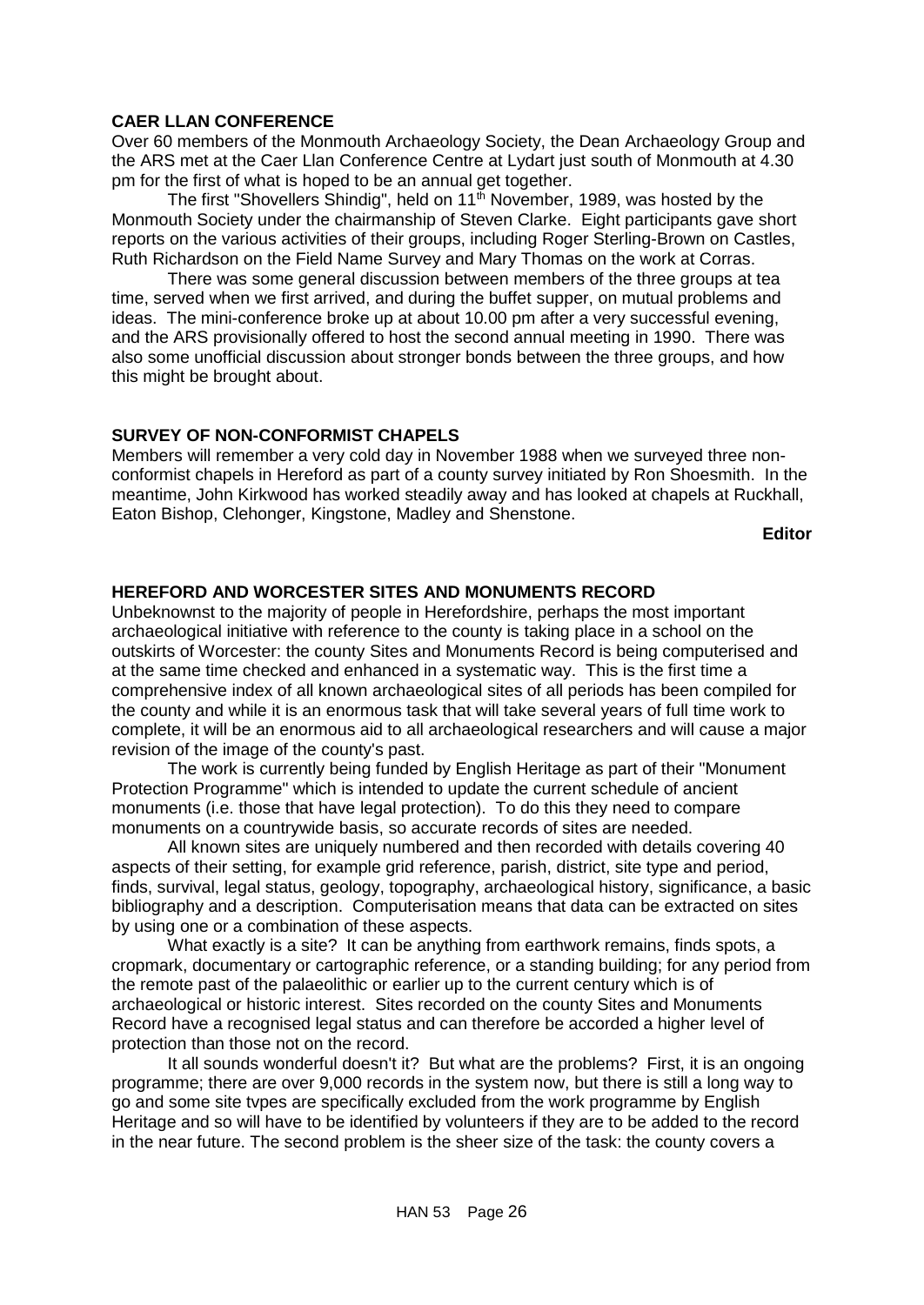### CAER LLAN CONFERENCE

Over 60 members of the Monmouth Archaeology Society, the Dean Archaeology Group and the ARS met at the Caer Llan Conference Centre at Lydart just south of Monmouth at 4.30 pm for the first of what is hoped to be an annual get together.

The first "Shovellers Shindig", held on 11th November, 1989, was hosted by the Monmouth Society under the chairmanship of Steven Clarke. Eight participants gave short reports on the various activities of their groups, including Roger Sterling-Brown on Castles, Ruth Richardson on the Field Name Survey and Mary Thomas on the work at Corras.

There was some general discussion between members of the three groups at tea time, served when we first arrived, and during the buffet supper, on mutual problems and ideas. The mini-conference broke up at about 10.00 pm after a very successful evening, and the ARS provisionally offered to host the second annual meeting in 1990. There was also some unofficial discussion about stronger bonds between the three groups, and how this might be brought about.

### SURVEY OF NON-CONFORMIST CHAPELS

Members will remember a very cold day in November 1988 when we surveyed three non-conformist chapels in Hereford as part of a county survey initiated by Ron Shoesmith. In the meantime, John Kirkwood has worked steadily away and has looked at chapels at Ruckhall, Eaton Bishop, Clehonger, Kingstone, Madley and Shenstone.

**Editor**

### HEREFORD AND WORCESTER SITES AND MONUMENTS RECORD

Unbeknownst to the majority of people in Herefordshire, perhaps the most important archaeological initiative with reference to the county is taking place in a school on the outskirts of Worcester: the county Sites and Monuments Record is being computerised and at the same time checked and enhanced in a systematic way. This is the first time a comprehensive index of all known archaeological sites of all periods has been compiled for the county and while it is an enormous task that will take several years of full time work to complete, it will be an enormous aid to all archaeological researchers and will cause a major revision of the image of the county's past.

The work is currently being funded by English Heritage as part of their "Monument Protection Programme" which is intended to update the current schedule of ancient monuments (i.e. those that have legal protection). To do this they need to compare monuments on a countrywide basis, so accurate records of sites are needed.

All known sites are uniquely numbered and then recorded with details covering 40 aspects of their setting, for example grid reference, parish, district, site type and period, finds, survival, legal status, geology, topography, archaeological history, significance, a basic bibliography and a description. Computerisation means that data can be extracted on sites by using one or a combination of these aspects.

What exactly is a site? It can be anything from earthwork remains, finds spots, a cropmark, documentary or cartographic reference, or a standing building; for any period from the remote past of the palaeolithic or earlier up to the current century which is of archaeological or historic interest. Sites recorded on the county Sites and Monuments Record have a recognised legal status and can therefore be accorded a higher level of protection than those not on the record.

It all sounds wonderful doesn't it? But what are the problems? First, it is an ongoing programme; there are over 9,000 records in the system now, but there is still a long way to go and some site tvpes are specifically excluded from the work programme by English Heritage and so will have to be identified by volunteers if they are to be added to the record in the near future. The second problem is the sheer size of the task: the county covers a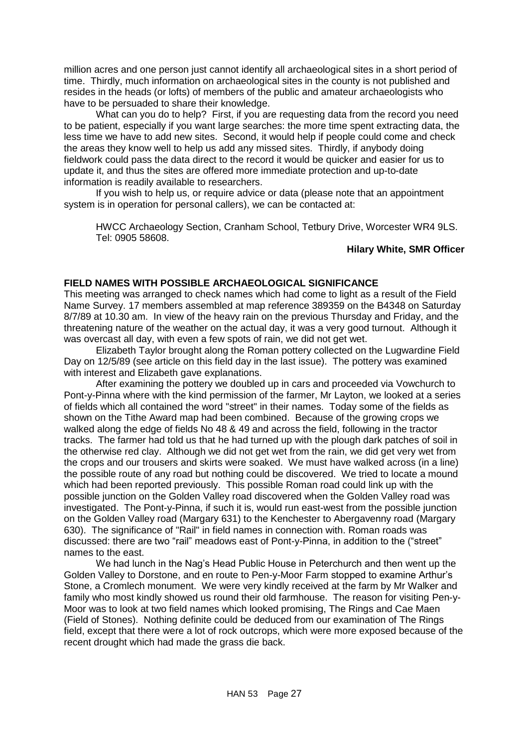million acres and one person just cannot identify all archaeological sites in a short period of time. Thirdly, much information on archaeological sites in the county is not published and resides in the heads (or lofts) of members of the public and amateur archaeologists who have to be persuaded to share their knowledge.

What can you do to help? First, if you are requesting data from the record you need to be patient, especially if you want large searches: the more time spent extracting data, the less time we have to add new sites. Second, it would help if people could come and check the areas they know well to help us add any missed sites. Thirdly, if anybody doing fieldwork could pass the data direct to the record it would be quicker and easier for us to update it, and thus the sites are offered more immediate protection and up-to-date information is readily available to researchers.

If you wish to help us, or require advice or data (please note that an appointment system is in operation for personal callers), we can be contacted at:

HWCC Archaeology Section, Cranham School, Tetbury Drive, Worcester WR4 9LS. Tel: 0905 58608.

**Hilary White, SMR Officer**

## FIELD NAMES WITH POSSIBLE ARCHAEOLOGICAL SIGNIFICANCE

This meeting was arranged to check names which had come to light as a result of the Field Name Survey. 17 members assembled at map reference 389359 on the B4348 on Saturday 8/7/89 at 10.30 am. In view of the heavy rain on the previous Thursday and Friday, and the threatening nature of the weather on the actual day, it was a very good turnout. Although it was overcast all day, with even a few spots of rain, we did not get wet.

Elizabeth Taylor brought along the Roman pottery collected on the Lugwardine Field Day on 12/5/89 (see article on this field day in the last issue). The pottery was examined with interest and Elizabeth gave explanations.

After examining the pottery we doubled up in cars and proceeded via Vowchurch to Pont-y-Pinna where with the kind permission of the farmer, Mr Layton, we looked at a series of fields which all contained the word "street" in their names. Today some of the fields as shown on the Tithe Award map had been combined. Because of the growing crops we walked along the edge of fields No 48 & 49 and across the field, following in the tractor tracks. The farmer had told us that he had turned up with the plough dark patches of soil in the otherwise red clay. Although we did not get wet from the rain, we did get very wet from the crops and our trousers and skirts were soaked. We must have walked across (in a line) the possible route of any road but nothing could be discovered. We tried to locate a mound which had been reported previously. This possible Roman road could link up with the possible junction on the Golden Valley road discovered when the Golden Valley road was investigated. The Pont-y-Pinna, if such it is, would run east-west from the possible junction on the Golden Valley road (Margary 631) to the Kenchester to Abergavenny road (Margary 630). The significance of "Rail" in field names in connection with. Roman roads was discussed: there are two "rail" meadows east of Pont-y-Pinna, in addition to the ("street" names to the east.

We had lunch in the Nag's Head Public House in Peterchurch and then went up the Golden Valley to Dorstone, and en route to Pen-y-Moor Farm stopped to examine Arthur's Stone, a Cromlech monument. We were very kindly received at the farm by Mr Walker and family who most kindly showed us round their old farmhouse. The reason for visiting Pen-y-Moor was to look at two field names which looked promising, The Rings and Cae Maen (Field of Stones). Nothing definite could be deduced from our examination of The Rings field, except that there were a lot of rock outcrops, which were more exposed because of the recent drought which had made the grass die back.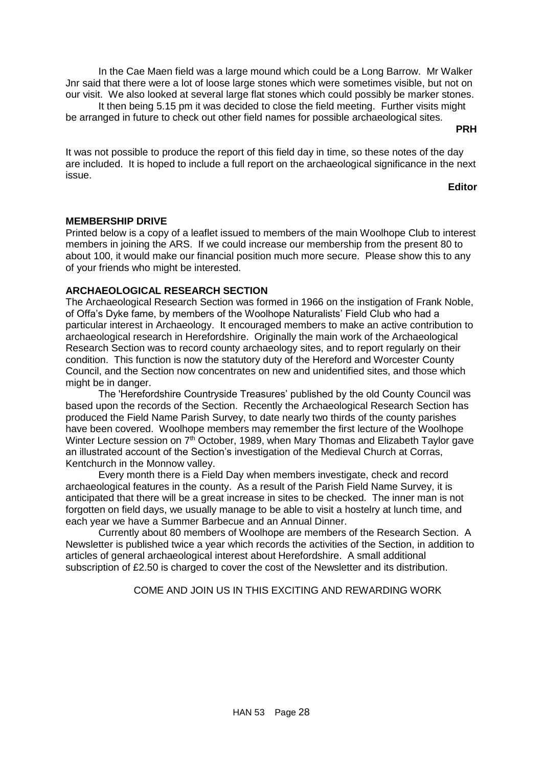In the Cae Maen field was a large mound which could be a Long Barrow. Mr Walker Jnr said that there were a lot of loose large stones which were sometimes visible, but not on our visit. We also looked at several large flat stones which could possibly be marker stones.

It then being 5.15 pm it was decided to close the field meeting. Further visits might be arranged in future to check out other field names for possible archaeological sites.

**PRH**

It was not possible to produce the report of this field day in time, so these notes of the day are included. It is hoped to include a full report on the archaeological significance in the next issue.

**Editor**

## MEMBERSHIP DRIVE

Printed below is a copy of a leaflet issued to members of the main Woolhope Club to interest members in joining the ARS. If we could increase our membership from the present 80 to about 100, it would make our financial position much more secure. Please show this to any of your friends who might be interested.

## ARCHAEOLOGICAL RESEARCH SECTION

The Archaeological Research Section was formed in 1966 on the instigation of Frank Noble, of Offa's Dyke fame, by members of the Woolhope Naturalists' Field Club who had a particular interest in Archaeology. It encouraged members to make an active contribution to archaeological research in Herefordshire. Originally the main work of the Archaeological Research Section was to record county archaeology sites, and to report regularly on their condition. This function is now the statutory duty of the Hereford and Worcester County Council, and the Section now concentrates on new and unidentified sites, and those which might be in danger.

The 'Herefordshire Countryside Treasures' published by the old County Council was based upon the records of the Section. Recently the Archaeological Research Section has produced the Field Name Parish Survey, to date nearly two thirds of the county parishes have been covered. Woolhope members may remember the first lecture of the Woolhope Winter Lecture session on 7th October, 1989, when Mary Thomas and Elizabeth Taylor gave an illustrated account of the Section's investigation of the Medieval Church at Corras, Kentchurch in the Monnow valley.

Every month there is a Field Day when members investigate, check and record archaeological features in the county. As a result of the Parish Field Name Survey, it is anticipated that there will be a great increase in sites to be checked. The inner man is not forgotten on field days, we usually manage to be able to visit a hostelry at lunch time, and each year we have a Summer Barbecue and an Annual Dinner.

Currently about 80 members of Woolhope are members of the Research Section. A Newsletter is published twice a year which records the activities of the Section, in addition to articles of general archaeological interest about Herefordshire. A small additional subscription of £2.50 is charged to cover the cost of the Newsletter and its distribution.

COME AND JOIN US IN THIS EXCITING AND REWARDING WORK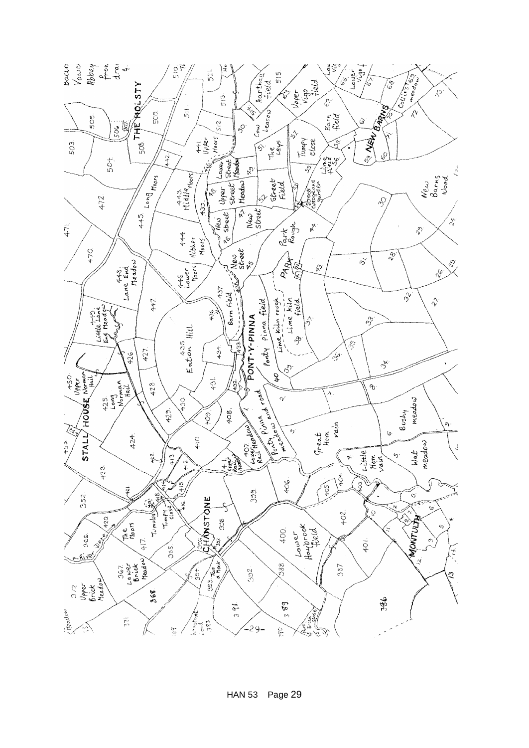THE HOLSTY

NEW BARNS

New Barns Wood

PARK

Park Rough

PONT-Y-PINNA

Ponty Pinna field

Lime kiln rough

Lime kiln field

Ponty Pinna road

Ponty Pinna meadow

STALL HOUSE

Upper Norman Hall

Long Norman Hall

Eaton Hill

Barn field

Lane End Meadow

Little Lane End Meadow

Long Moors

Middle Moors

Upper Moors

Hibber Moors

Lower Moors

Upper Street Meadow

Lower Street Meadow

New Street

Street Field

The Leys

Tumpy Close

Lime field

Cow Leasow

Barn field

Upper Vigo field

Lower Vigo

Harthall field

Collins meadow

Great Hem Vain

Little Hem Vain

Bushy meadow

Wat meadow

Lower Rail Meadow

Upper Rail Meadow

CHANSTONE

Tumulus

Tumpy Close

The Moors

River Dore

Lower Brick Meadow

Upper Brick Meadow

Tan a Hock

Lower Haybrook field

MONTULTH

-29-